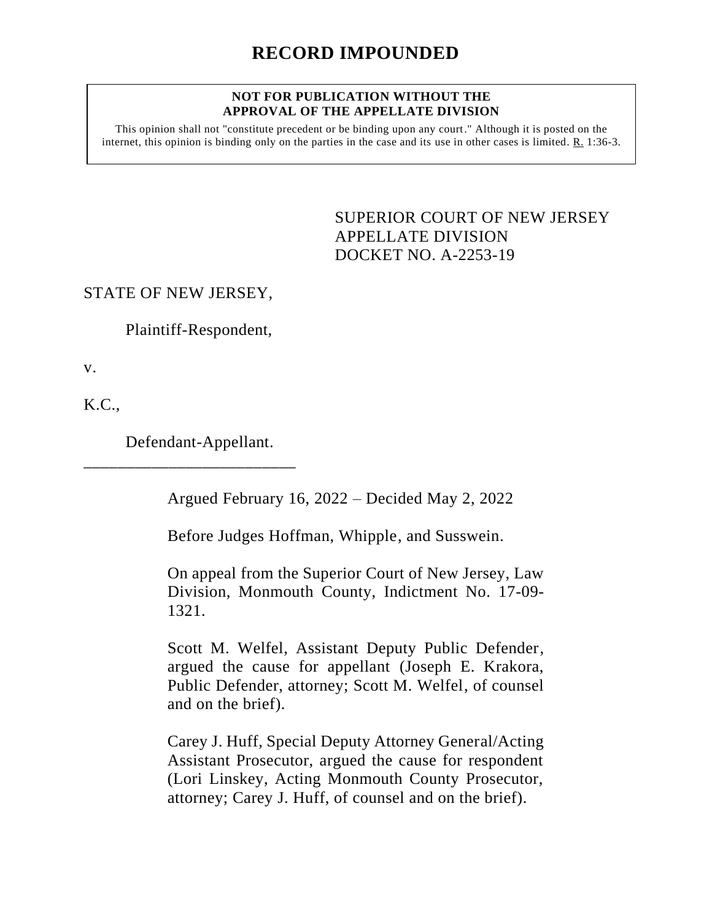# RECORD IMPOUNDED

**NOT FOR PUBLICATION WITHOUT THE APPROVAL OF THE APPELLATE DIVISION**

This opinion shall not "constitute precedent or be binding upon any court." Although it is posted on the internet, this opinion is binding only on the parties in the case and its use in other cases is limited. R. 1:36-3.

SUPERIOR COURT OF NEW JERSEY
APPELLATE DIVISION
DOCKET NO. A-2253-19

STATE OF NEW JERSEY,

Plaintiff-Respondent,

v.

K.C.,

Defendant-Appellant.

\_\_\_\_\_\_\_\_\_\_\_\_\_\_\_\_\_\_\_\_\_\_\_\_\_\_

Argued February 16, 2022 – Decided May 2, 2022

Before Judges Hoffman, Whipple, and Susswein.

On appeal from the Superior Court of New Jersey, Law Division, Monmouth County, Indictment No. 17-09-1321.

Scott M. Welfel, Assistant Deputy Public Defender, argued the cause for appellant (Joseph E. Krakora, Public Defender, attorney; Scott M. Welfel, of counsel and on the brief).

Carey J. Huff, Special Deputy Attorney General/Acting Assistant Prosecutor, argued the cause for respondent (Lori Linskey, Acting Monmouth County Prosecutor, attorney; Carey J. Huff, of counsel and on the brief).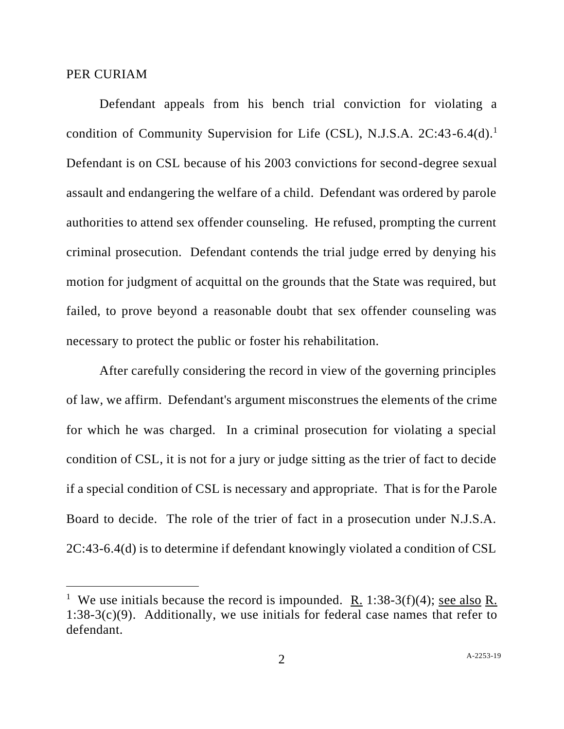PER CURIAM

Defendant appeals from his bench trial conviction for violating a condition of Community Supervision for Life (CSL), N.J.S.A. 2C:43-6.4(d).[1] Defendant is on CSL because of his 2003 convictions for second-degree sexual assault and endangering the welfare of a child. Defendant was ordered by parole authorities to attend sex offender counseling. He refused, prompting the current criminal prosecution. Defendant contends the trial judge erred by denying his motion for judgment of acquittal on the grounds that the State was required, but failed, to prove beyond a reasonable doubt that sex offender counseling was necessary to protect the public or foster his rehabilitation.

After carefully considering the record in view of the governing principles of law, we affirm. Defendant's argument misconstrues the elements of the crime for which he was charged. In a criminal prosecution for violating a special condition of CSL, it is not for a jury or judge sitting as the trier of fact to decide if a special condition of CSL is necessary and appropriate. That is for the Parole Board to decide. The role of the trier of fact in a prosecution under N.J.S.A. 2C:43-6.4(d) is to determine if defendant knowingly violated a condition of CSL

[1] We use initials because the record is impounded. R. 1:38-3(f)(4); see also R. 1:38-3(c)(9). Additionally, we use initials for federal case names that refer to defendant.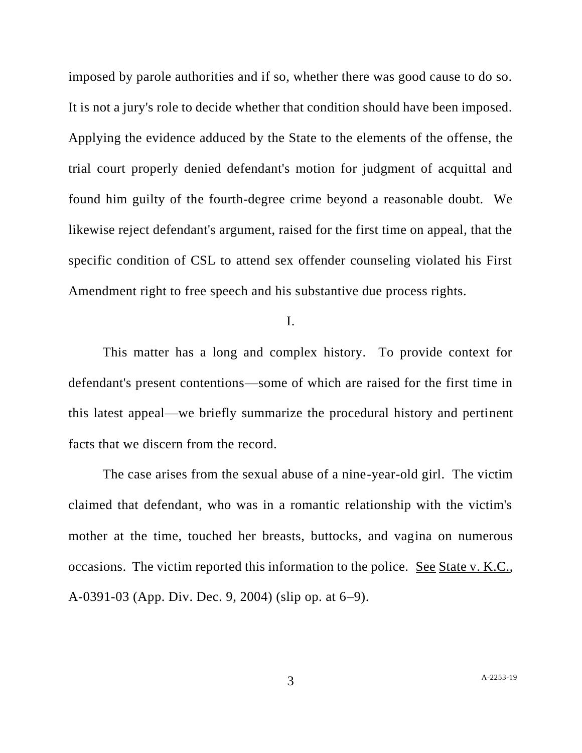imposed by parole authorities and if so, whether there was good cause to do so. It is not a jury's role to decide whether that condition should have been imposed. Applying the evidence adduced by the State to the elements of the offense, the trial court properly denied defendant's motion for judgment of acquittal and found him guilty of the fourth-degree crime beyond a reasonable doubt. We likewise reject defendant's argument, raised for the first time on appeal, that the specific condition of CSL to attend sex offender counseling violated his First Amendment right to free speech and his substantive due process rights.

I.

This matter has a long and complex history. To provide context for defendant's present contentions—some of which are raised for the first time in this latest appeal—we briefly summarize the procedural history and pertinent facts that we discern from the record.

The case arises from the sexual abuse of a nine-year-old girl. The victim claimed that defendant, who was in a romantic relationship with the victim's mother at the time, touched her breasts, buttocks, and vagina on numerous occasions. The victim reported this information to the police. See State v. K.C., A-0391-03 (App. Div. Dec. 9, 2004) (slip op. at 6–9).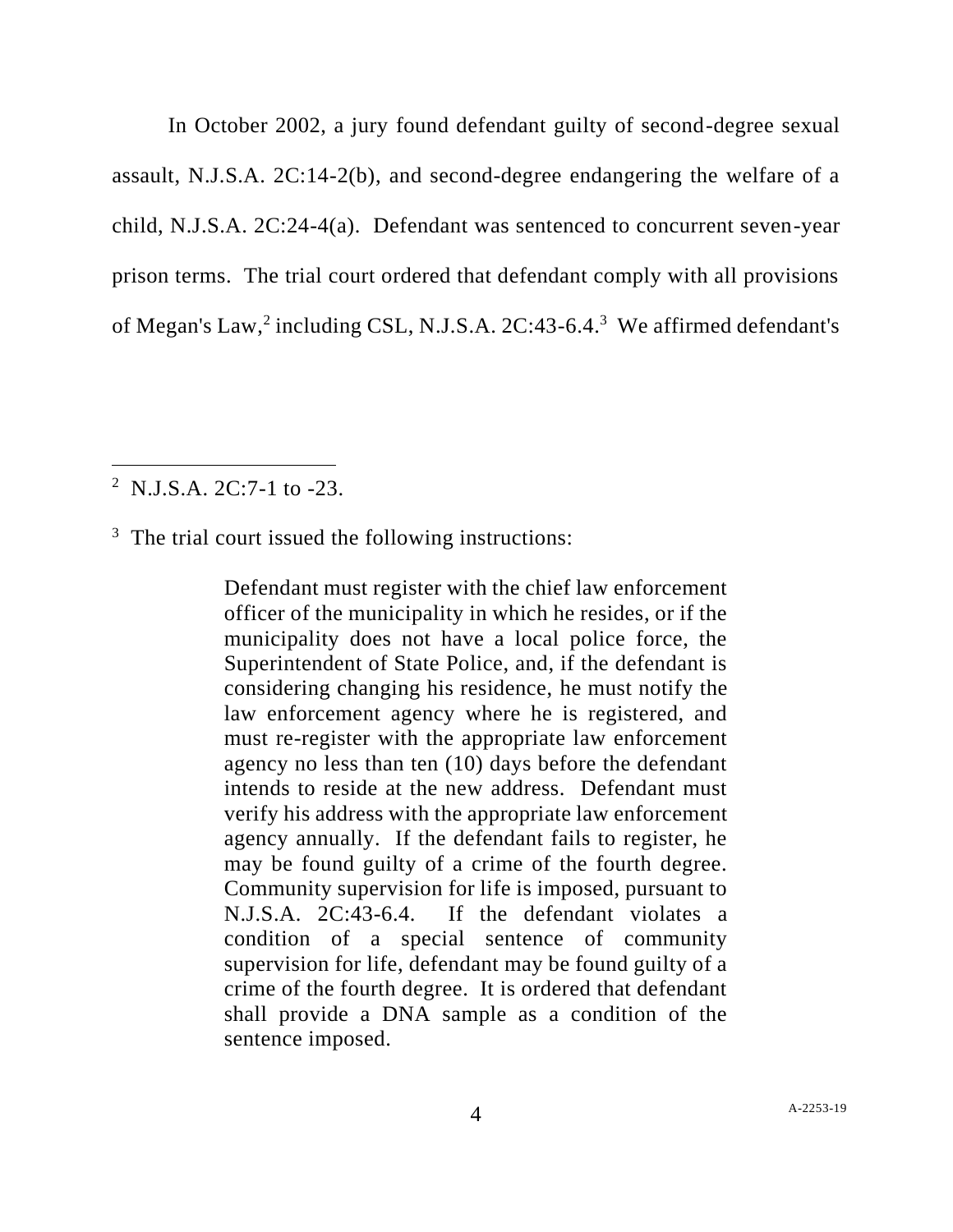In October 2002, a jury found defendant guilty of second-degree sexual assault, N.J.S.A. 2C:14-2(b), and second-degree endangering the welfare of a child, N.J.S.A. 2C:24-4(a). Defendant was sentenced to concurrent seven-year prison terms. The trial court ordered that defendant comply with all provisions of Megan's Law,[2] including CSL, N.J.S.A. 2C:43-6.4.[3] We affirmed defendant's

---

[2] N.J.S.A. 2C:7-1 to -23.

[3] The trial court issued the following instructions:

> Defendant must register with the chief law enforcement officer of the municipality in which he resides, or if the municipality does not have a local police force, the Superintendent of State Police, and, if the defendant is considering changing his residence, he must notify the law enforcement agency where he is registered, and must re-register with the appropriate law enforcement agency no less than ten (10) days before the defendant intends to reside at the new address. Defendant must verify his address with the appropriate law enforcement agency annually. If the defendant fails to register, he may be found guilty of a crime of the fourth degree. Community supervision for life is imposed, pursuant to N.J.S.A. 2C:43-6.4. If the defendant violates a condition of a special sentence of community supervision for life, defendant may be found guilty of a crime of the fourth degree. It is ordered that defendant shall provide a DNA sample as a condition of the sentence imposed.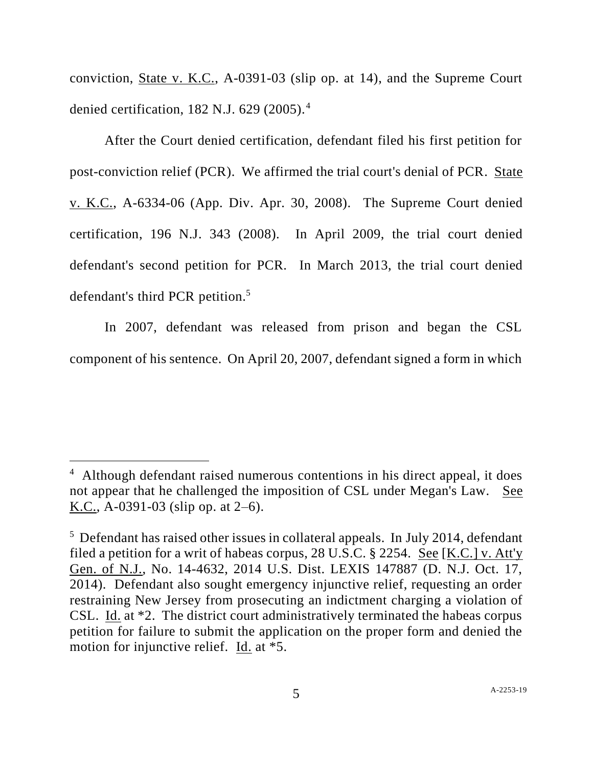conviction, State v. K.C., A-0391-03 (slip op. at 14), and the Supreme Court denied certification, 182 N.J. 629 (2005).[4]

After the Court denied certification, defendant filed his first petition for post-conviction relief (PCR). We affirmed the trial court's denial of PCR. State v. K.C., A-6334-06 (App. Div. Apr. 30, 2008). The Supreme Court denied certification, 196 N.J. 343 (2008). In April 2009, the trial court denied defendant's second petition for PCR. In March 2013, the trial court denied defendant's third PCR petition.[5]

In 2007, defendant was released from prison and began the CSL component of his sentence. On April 20, 2007, defendant signed a form in which

---

[4] Although defendant raised numerous contentions in his direct appeal, it does not appear that he challenged the imposition of CSL under Megan's Law. See K.C., A-0391-03 (slip op. at 2–6).

[5] Defendant has raised other issues in collateral appeals. In July 2014, defendant filed a petition for a writ of habeas corpus, 28 U.S.C. § 2254. See [K.C.] v. Att'y Gen. of N.J., No. 14-4632, 2014 U.S. Dist. LEXIS 147887 (D. N.J. Oct. 17, 2014). Defendant also sought emergency injunctive relief, requesting an order restraining New Jersey from prosecuting an indictment charging a violation of CSL. Id. at *2. The district court administratively terminated the habeas corpus petition for failure to submit the application on the proper form and denied the motion for injunctive relief. Id. at *5.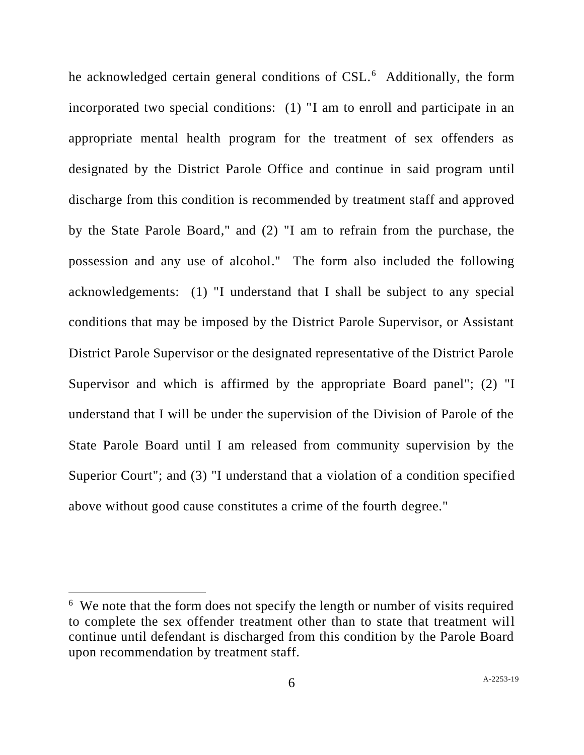he acknowledged certain general conditions of CSL.[6] Additionally, the form incorporated two special conditions: (1) "I am to enroll and participate in an appropriate mental health program for the treatment of sex offenders as designated by the District Parole Office and continue in said program until discharge from this condition is recommended by treatment staff and approved by the State Parole Board," and (2) "I am to refrain from the purchase, the possession and any use of alcohol." The form also included the following acknowledgements: (1) "I understand that I shall be subject to any special conditions that may be imposed by the District Parole Supervisor, or Assistant District Parole Supervisor or the designated representative of the District Parole Supervisor and which is affirmed by the appropriate Board panel"; (2) "I understand that I will be under the supervision of the Division of Parole of the State Parole Board until I am released from community supervision by the Superior Court"; and (3) "I understand that a violation of a condition specified above without good cause constitutes a crime of the fourth degree."

---

[6] We note that the form does not specify the length or number of visits required to complete the sex offender treatment other than to state that treatment will continue until defendant is discharged from this condition by the Parole Board upon recommendation by treatment staff.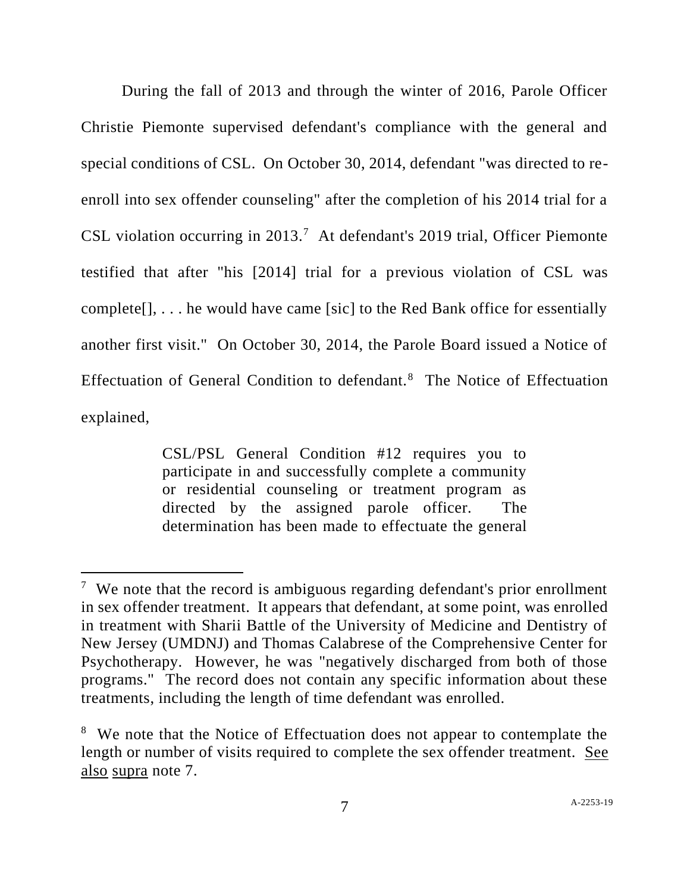During the fall of 2013 and through the winter of 2016, Parole Officer Christie Piemonte supervised defendant's compliance with the general and special conditions of CSL. On October 30, 2014, defendant "was directed to re-enroll into sex offender counseling" after the completion of his 2014 trial for a CSL violation occurring in 2013.[7] At defendant's 2019 trial, Officer Piemonte testified that after "his [2014] trial for a previous violation of CSL was complete[], . . . he would have came [sic] to the Red Bank office for essentially another first visit." On October 30, 2014, the Parole Board issued a Notice of Effectuation of General Condition to defendant.[8] The Notice of Effectuation explained,

> CSL/PSL General Condition #12 requires you to participate in and successfully complete a community or residential counseling or treatment program as directed by the assigned parole officer. The determination has been made to effectuate the general

---

[7] We note that the record is ambiguous regarding defendant's prior enrollment in sex offender treatment. It appears that defendant, at some point, was enrolled in treatment with Sharii Battle of the University of Medicine and Dentistry of New Jersey (UMDNJ) and Thomas Calabrese of the Comprehensive Center for Psychotherapy. However, he was "negatively discharged from both of those programs." The record does not contain any specific information about these treatments, including the length of time defendant was enrolled.

[8] We note that the Notice of Effectuation does not appear to contemplate the length or number of visits required to complete the sex offender treatment. See also supra note 7.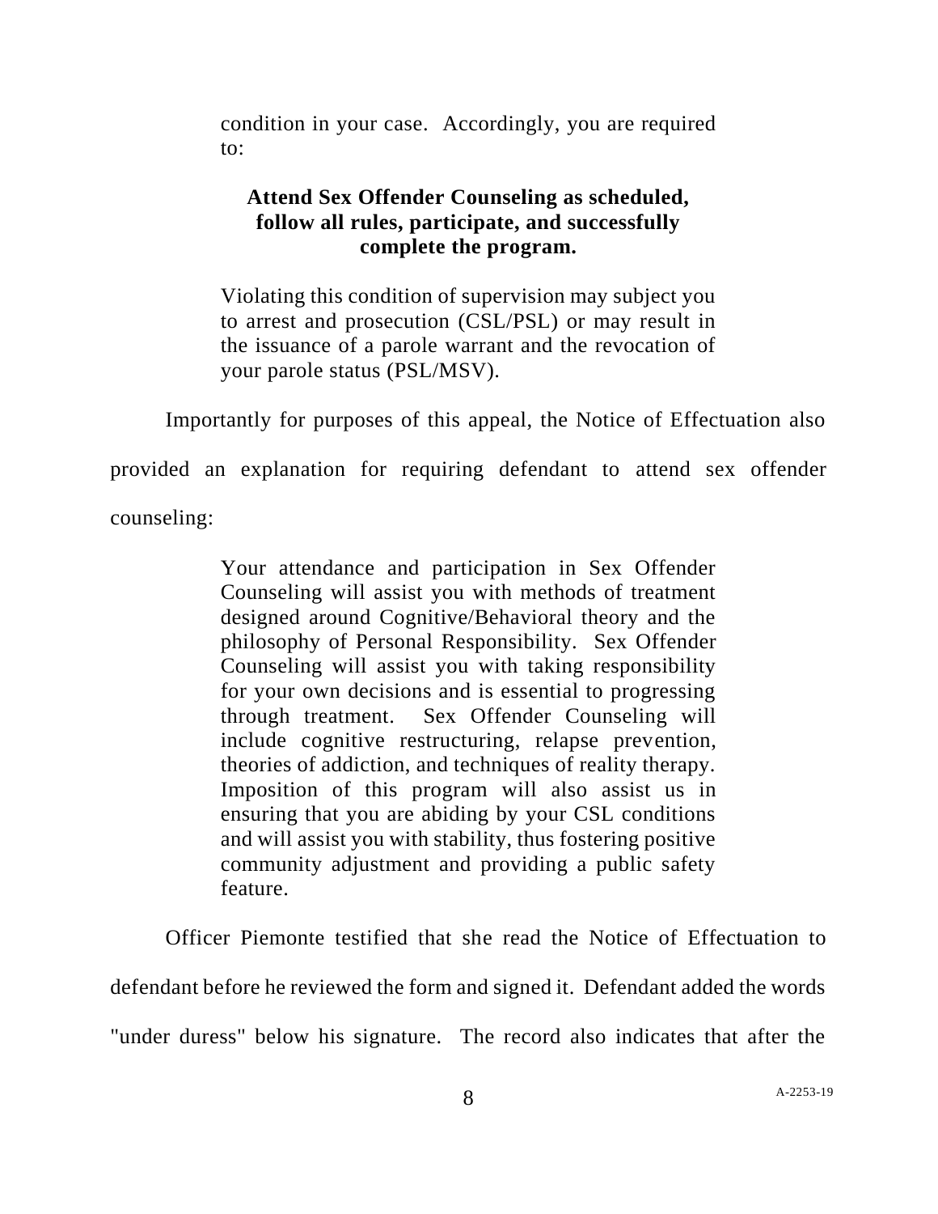> condition in your case. Accordingly, you are required to:
>
> **Attend Sex Offender Counseling as scheduled, follow all rules, participate, and successfully complete the program.**
>
> Violating this condition of supervision may subject you to arrest and prosecution (CSL/PSL) or may result in the issuance of a parole warrant and the revocation of your parole status (PSL/MSV).

Importantly for purposes of this appeal, the Notice of Effectuation also provided an explanation for requiring defendant to attend sex offender counseling:

> Your attendance and participation in Sex Offender Counseling will assist you with methods of treatment designed around Cognitive/Behavioral theory and the philosophy of Personal Responsibility. Sex Offender Counseling will assist you with taking responsibility for your own decisions and is essential to progressing through treatment. Sex Offender Counseling will include cognitive restructuring, relapse prevention, theories of addiction, and techniques of reality therapy. Imposition of this program will also assist us in ensuring that you are abiding by your CSL conditions and will assist you with stability, thus fostering positive community adjustment and providing a public safety feature.

Officer Piemonte testified that she read the Notice of Effectuation to defendant before he reviewed the form and signed it. Defendant added the words "under duress" below his signature. The record also indicates that after the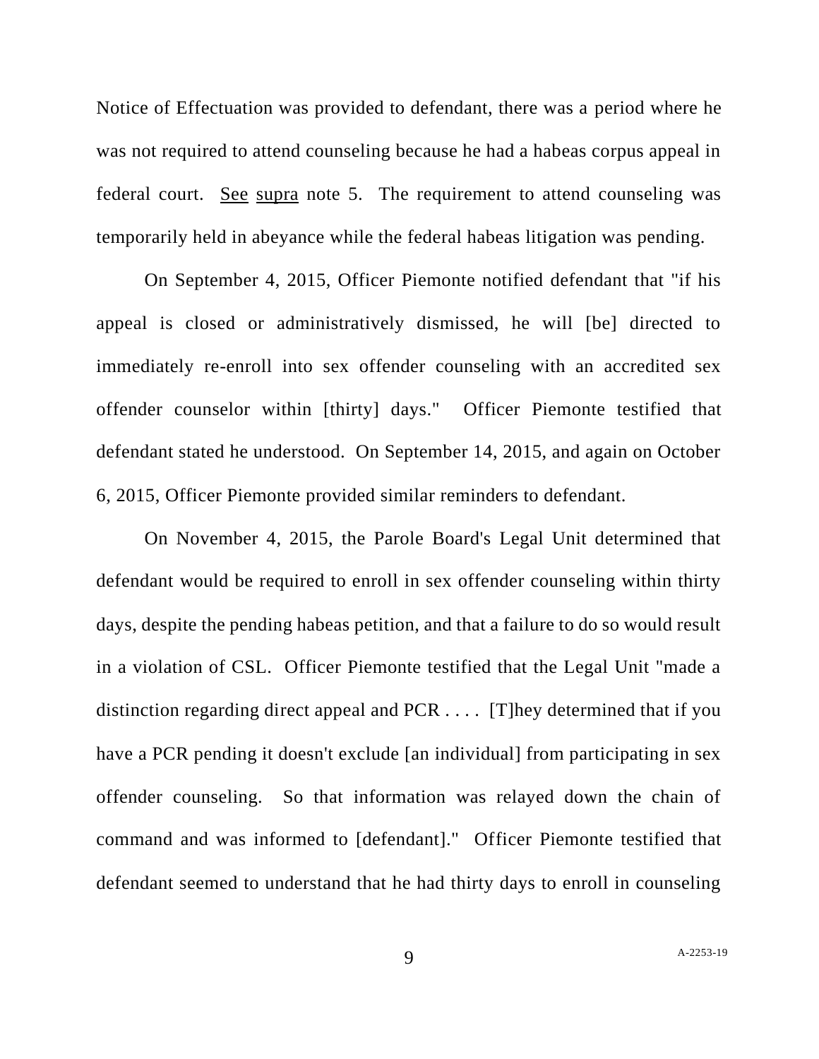Notice of Effectuation was provided to defendant, there was a period where he was not required to attend counseling because he had a habeas corpus appeal in federal court. See supra note 5. The requirement to attend counseling was temporarily held in abeyance while the federal habeas litigation was pending.

On September 4, 2015, Officer Piemonte notified defendant that "if his appeal is closed or administratively dismissed, he will [be] directed to immediately re-enroll into sex offender counseling with an accredited sex offender counselor within [thirty] days." Officer Piemonte testified that defendant stated he understood. On September 14, 2015, and again on October 6, 2015, Officer Piemonte provided similar reminders to defendant.

On November 4, 2015, the Parole Board's Legal Unit determined that defendant would be required to enroll in sex offender counseling within thirty days, despite the pending habeas petition, and that a failure to do so would result in a violation of CSL. Officer Piemonte testified that the Legal Unit "made a distinction regarding direct appeal and PCR . . . . [T]hey determined that if you have a PCR pending it doesn't exclude [an individual] from participating in sex offender counseling. So that information was relayed down the chain of command and was informed to [defendant]." Officer Piemonte testified that defendant seemed to understand that he had thirty days to enroll in counseling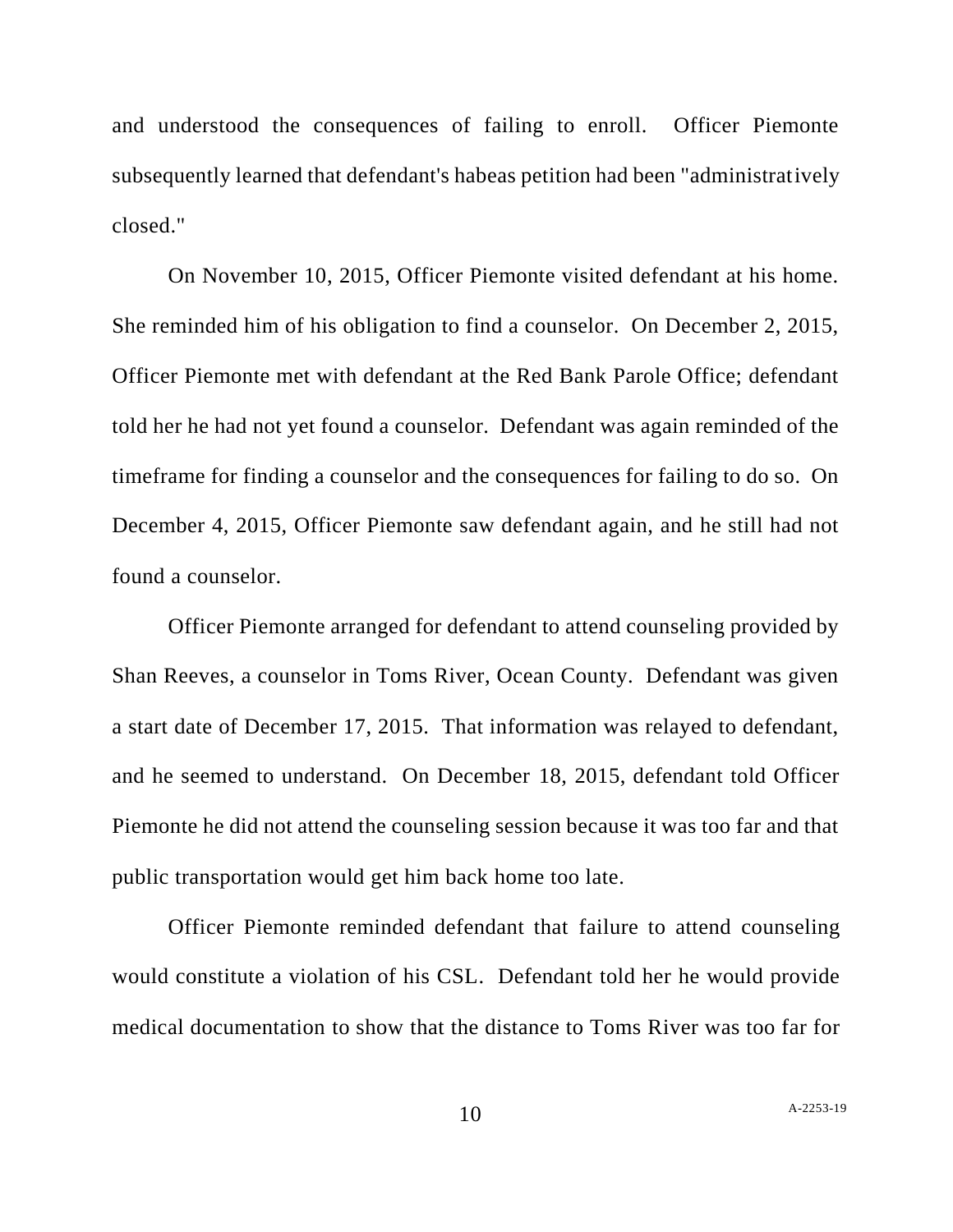and understood the consequences of failing to enroll. Officer Piemonte subsequently learned that defendant's habeas petition had been "administratively closed."

On November 10, 2015, Officer Piemonte visited defendant at his home. She reminded him of his obligation to find a counselor. On December 2, 2015, Officer Piemonte met with defendant at the Red Bank Parole Office; defendant told her he had not yet found a counselor. Defendant was again reminded of the timeframe for finding a counselor and the consequences for failing to do so. On December 4, 2015, Officer Piemonte saw defendant again, and he still had not found a counselor.

Officer Piemonte arranged for defendant to attend counseling provided by Shan Reeves, a counselor in Toms River, Ocean County. Defendant was given a start date of December 17, 2015. That information was relayed to defendant, and he seemed to understand. On December 18, 2015, defendant told Officer Piemonte he did not attend the counseling session because it was too far and that public transportation would get him back home too late.

Officer Piemonte reminded defendant that failure to attend counseling would constitute a violation of his CSL. Defendant told her he would provide medical documentation to show that the distance to Toms River was too far for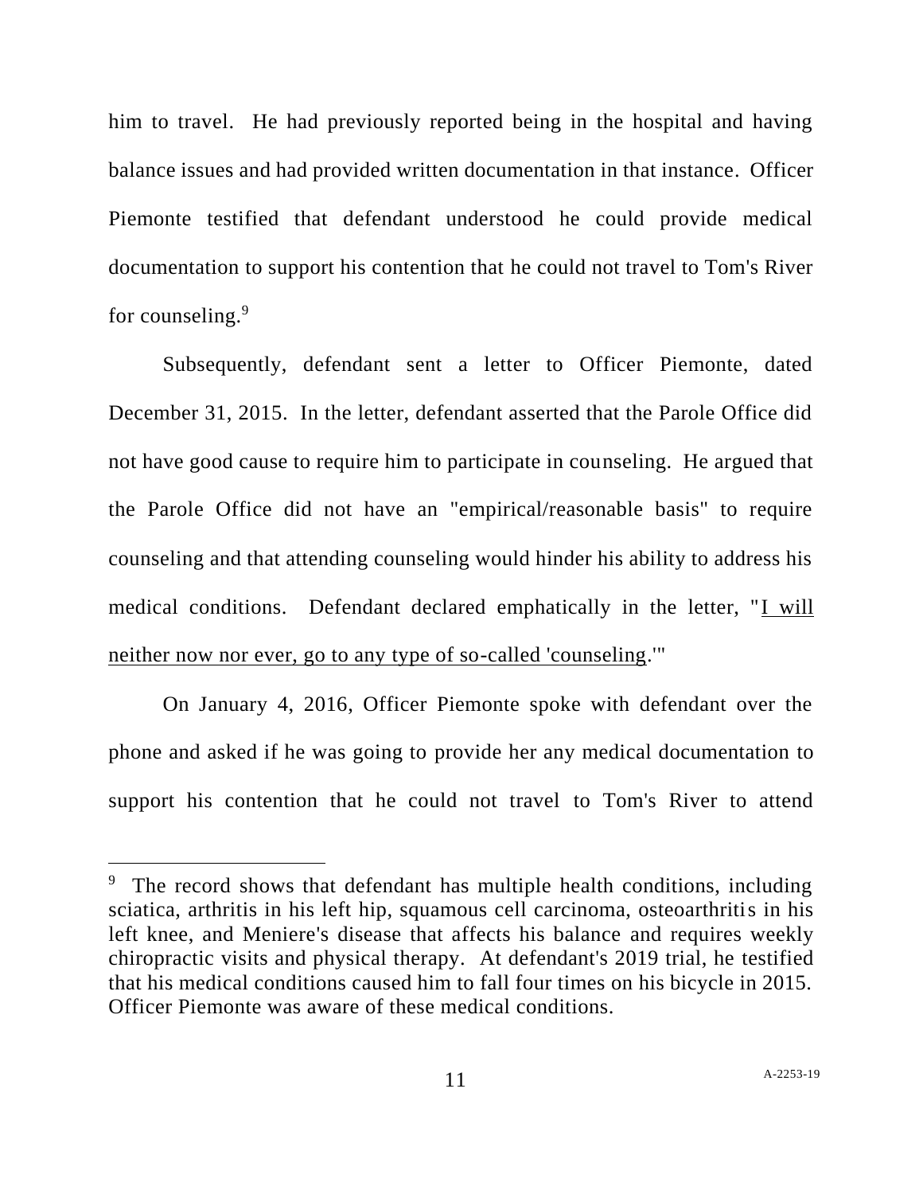him to travel. He had previously reported being in the hospital and having balance issues and had provided written documentation in that instance. Officer Piemonte testified that defendant understood he could provide medical documentation to support his contention that he could not travel to Tom's River for counseling.[9]

Subsequently, defendant sent a letter to Officer Piemonte, dated December 31, 2015. In the letter, defendant asserted that the Parole Office did not have good cause to require him to participate in counseling. He argued that the Parole Office did not have an "empirical/reasonable basis" to require counseling and that attending counseling would hinder his ability to address his medical conditions. Defendant declared emphatically in the letter, "<u>I will neither now nor ever, go to any type of so-called 'counseling</u>.'"

On January 4, 2016, Officer Piemonte spoke with defendant over the phone and asked if he was going to provide her any medical documentation to support his contention that he could not travel to Tom's River to attend

---

[9] The record shows that defendant has multiple health conditions, including sciatica, arthritis in his left hip, squamous cell carcinoma, osteoarthritis in his left knee, and Meniere's disease that affects his balance and requires weekly chiropractic visits and physical therapy. At defendant's 2019 trial, he testified that his medical conditions caused him to fall four times on his bicycle in 2015. Officer Piemonte was aware of these medical conditions.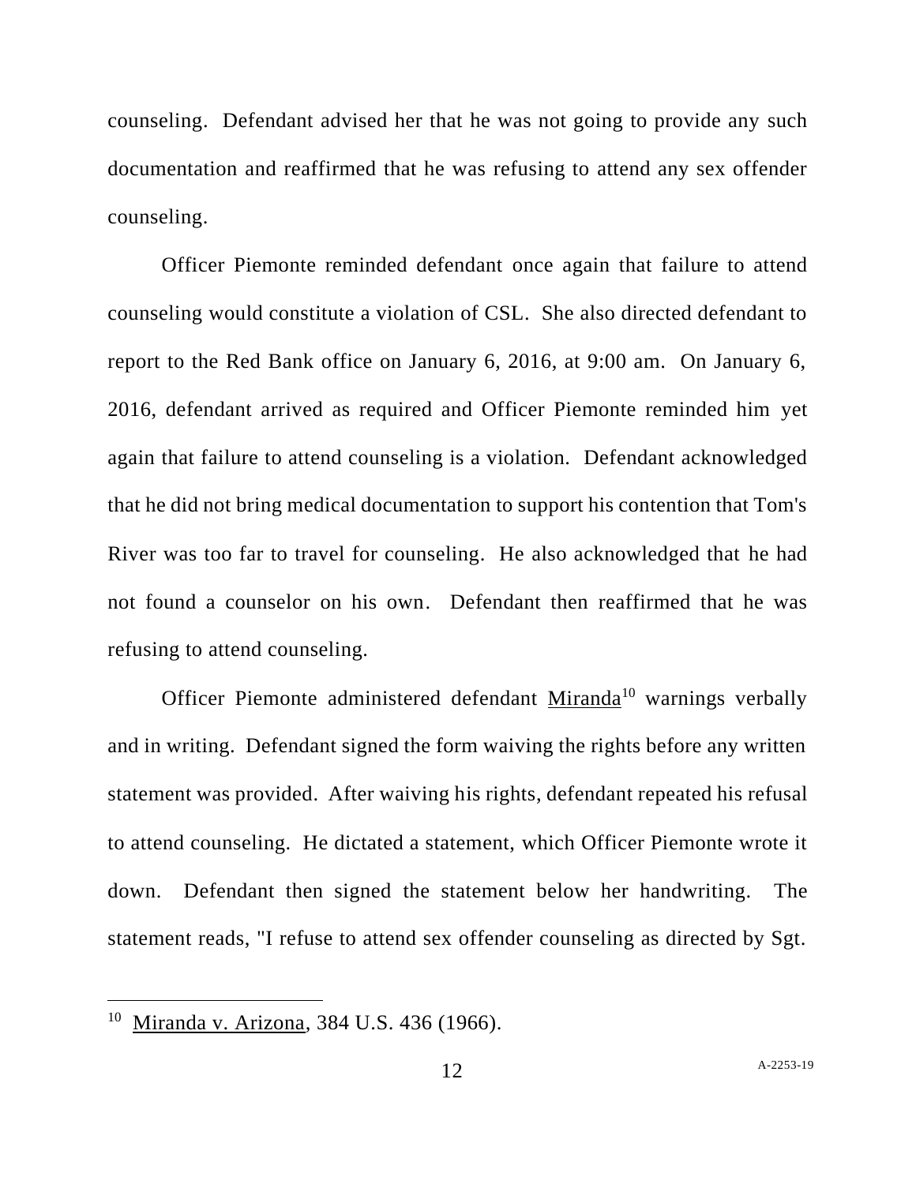counseling. Defendant advised her that he was not going to provide any such documentation and reaffirmed that he was refusing to attend any sex offender counseling.

Officer Piemonte reminded defendant once again that failure to attend counseling would constitute a violation of CSL. She also directed defendant to report to the Red Bank office on January 6, 2016, at 9:00 am. On January 6, 2016, defendant arrived as required and Officer Piemonte reminded him yet again that failure to attend counseling is a violation. Defendant acknowledged that he did not bring medical documentation to support his contention that Tom's River was too far to travel for counseling. He also acknowledged that he had not found a counselor on his own. Defendant then reaffirmed that he was refusing to attend counseling.

Officer Piemonte administered defendant <u>Miranda</u>[10] warnings verbally and in writing. Defendant signed the form waiving the rights before any written statement was provided. After waiving his rights, defendant repeated his refusal to attend counseling. He dictated a statement, which Officer Piemonte wrote it down. Defendant then signed the statement below her handwriting. The statement reads, "I refuse to attend sex offender counseling as directed by Sgt.

---

[10] <u>Miranda v. Arizona</u>, 384 U.S. 436 (1966).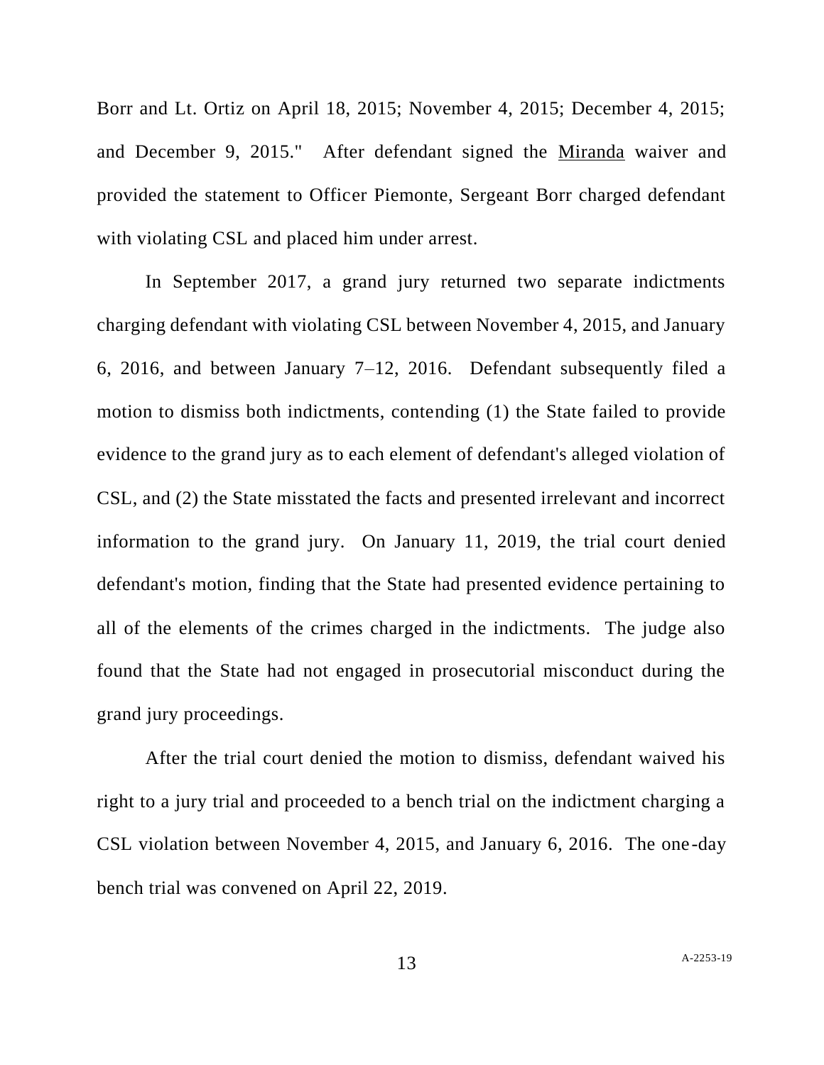Borr and Lt. Ortiz on April 18, 2015; November 4, 2015; December 4, 2015; and December 9, 2015." After defendant signed the Miranda waiver and provided the statement to Officer Piemonte, Sergeant Borr charged defendant with violating CSL and placed him under arrest.

In September 2017, a grand jury returned two separate indictments charging defendant with violating CSL between November 4, 2015, and January 6, 2016, and between January 7–12, 2016. Defendant subsequently filed a motion to dismiss both indictments, contending (1) the State failed to provide evidence to the grand jury as to each element of defendant's alleged violation of CSL, and (2) the State misstated the facts and presented irrelevant and incorrect information to the grand jury. On January 11, 2019, the trial court denied defendant's motion, finding that the State had presented evidence pertaining to all of the elements of the crimes charged in the indictments. The judge also found that the State had not engaged in prosecutorial misconduct during the grand jury proceedings.

After the trial court denied the motion to dismiss, defendant waived his right to a jury trial and proceeded to a bench trial on the indictment charging a CSL violation between November 4, 2015, and January 6, 2016. The one-day bench trial was convened on April 22, 2019.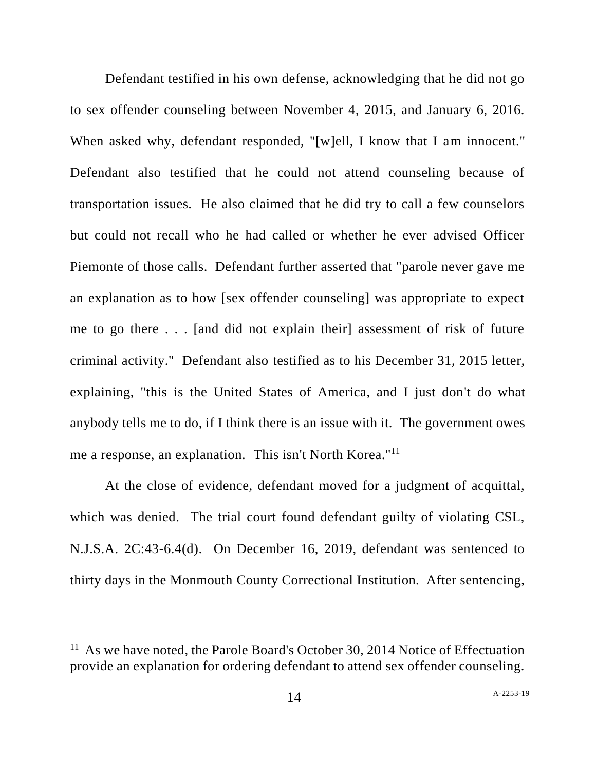Defendant testified in his own defense, acknowledging that he did not go to sex offender counseling between November 4, 2015, and January 6, 2016. When asked why, defendant responded, "[w]ell, I know that I am innocent." Defendant also testified that he could not attend counseling because of transportation issues. He also claimed that he did try to call a few counselors but could not recall who he had called or whether he ever advised Officer Piemonte of those calls. Defendant further asserted that "parole never gave me an explanation as to how [sex offender counseling] was appropriate to expect me to go there . . . [and did not explain their] assessment of risk of future criminal activity." Defendant also testified as to his December 31, 2015 letter, explaining, "this is the United States of America, and I just don't do what anybody tells me to do, if I think there is an issue with it. The government owes me a response, an explanation. This isn't North Korea."[11]

At the close of evidence, defendant moved for a judgment of acquittal, which was denied. The trial court found defendant guilty of violating CSL, N.J.S.A. 2C:43-6.4(d). On December 16, 2019, defendant was sentenced to thirty days in the Monmouth County Correctional Institution. After sentencing,

[11] As we have noted, the Parole Board's October 30, 2014 Notice of Effectuation provide an explanation for ordering defendant to attend sex offender counseling.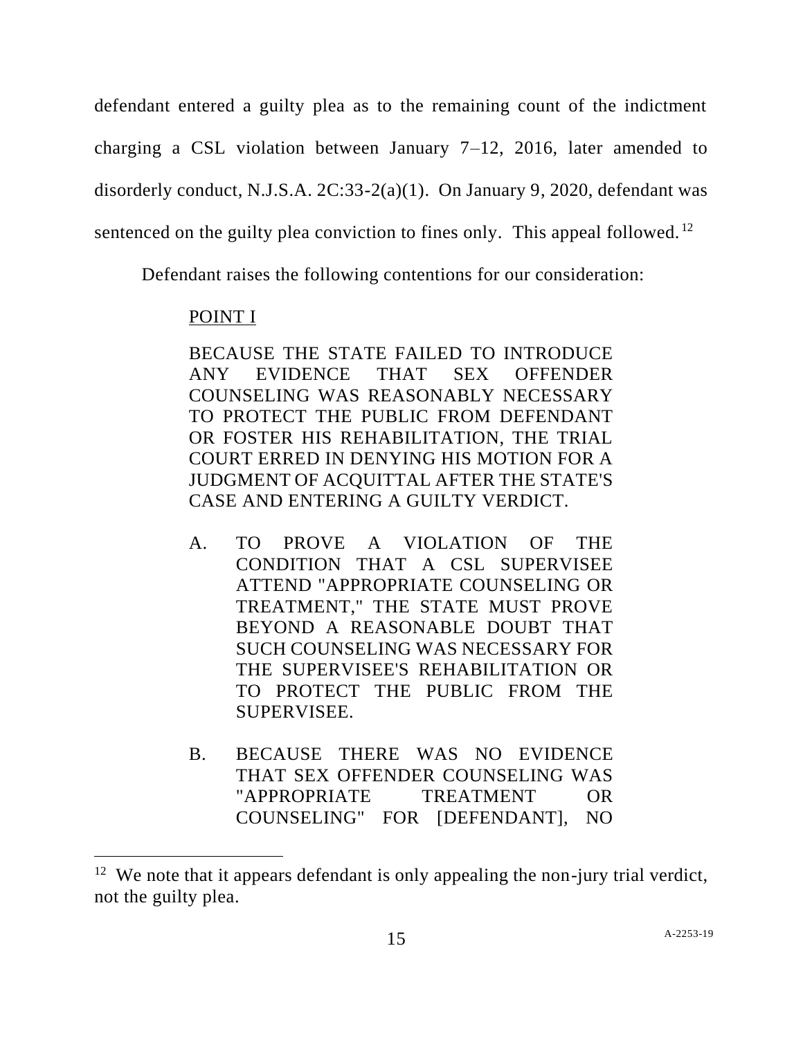defendant entered a guilty plea as to the remaining count of the indictment charging a CSL violation between January 7–12, 2016, later amended to disorderly conduct, N.J.S.A. 2C:33-2(a)(1). On January 9, 2020, defendant was sentenced on the guilty plea conviction to fines only. This appeal followed.[12]

Defendant raises the following contentions for our consideration:

> POINT I
>
> BECAUSE THE STATE FAILED TO INTRODUCE ANY EVIDENCE THAT SEX OFFENDER COUNSELING WAS REASONABLY NECESSARY TO PROTECT THE PUBLIC FROM DEFENDANT OR FOSTER HIS REHABILITATION, THE TRIAL COURT ERRED IN DENYING HIS MOTION FOR A JUDGMENT OF ACQUITTAL AFTER THE STATE'S CASE AND ENTERING A GUILTY VERDICT.
>
> A. TO PROVE A VIOLATION OF THE CONDITION THAT A CSL SUPERVISEE ATTEND "APPROPRIATE COUNSELING OR TREATMENT," THE STATE MUST PROVE BEYOND A REASONABLE DOUBT THAT SUCH COUNSELING WAS NECESSARY FOR THE SUPERVISEE'S REHABILITATION OR TO PROTECT THE PUBLIC FROM THE SUPERVISEE.
>
> B. BECAUSE THERE WAS NO EVIDENCE THAT SEX OFFENDER COUNSELING WAS "APPROPRIATE TREATMENT OR COUNSELING" FOR [DEFENDANT], NO

[12] We note that it appears defendant is only appealing the non-jury trial verdict, not the guilty plea.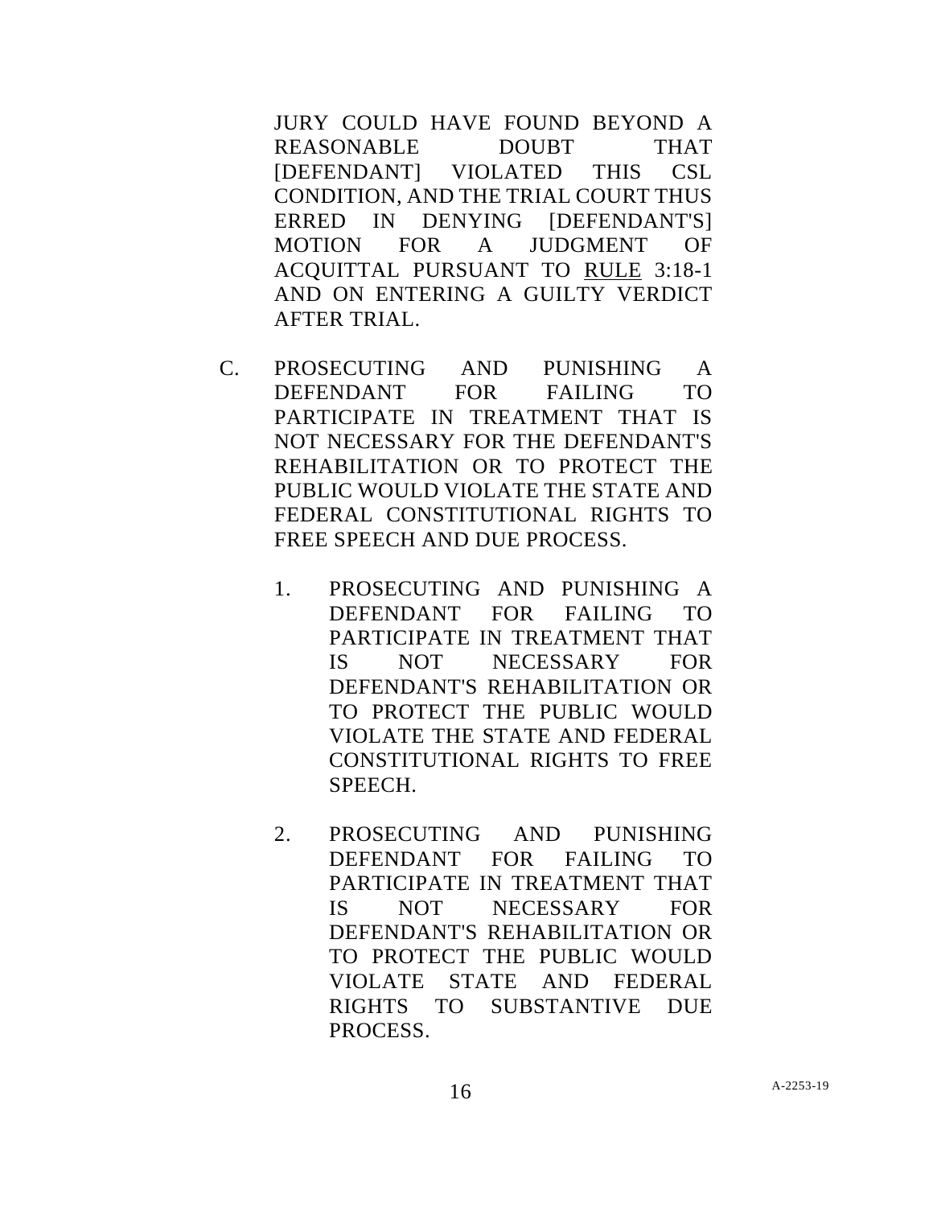JURY COULD HAVE FOUND BEYOND A REASONABLE DOUBT THAT [DEFENDANT] VIOLATED THIS CSL CONDITION, AND THE TRIAL COURT THUS ERRED IN DENYING [DEFENDANT'S] MOTION FOR A JUDGMENT OF ACQUITTAL PURSUANT TO RULE 3:18-1 AND ON ENTERING A GUILTY VERDICT AFTER TRIAL.

C. PROSECUTING AND PUNISHING A DEFENDANT FOR FAILING TO PARTICIPATE IN TREATMENT THAT IS NOT NECESSARY FOR THE DEFENDANT'S REHABILITATION OR TO PROTECT THE PUBLIC WOULD VIOLATE THE STATE AND FEDERAL CONSTITUTIONAL RIGHTS TO FREE SPEECH AND DUE PROCESS.

   1. PROSECUTING AND PUNISHING A DEFENDANT FOR FAILING TO PARTICIPATE IN TREATMENT THAT IS NOT NECESSARY FOR DEFENDANT'S REHABILITATION OR TO PROTECT THE PUBLIC WOULD VIOLATE THE STATE AND FEDERAL CONSTITUTIONAL RIGHTS TO FREE SPEECH.

   2. PROSECUTING AND PUNISHING DEFENDANT FOR FAILING TO PARTICIPATE IN TREATMENT THAT IS NOT NECESSARY FOR DEFENDANT'S REHABILITATION OR TO PROTECT THE PUBLIC WOULD VIOLATE STATE AND FEDERAL RIGHTS TO SUBSTANTIVE DUE PROCESS.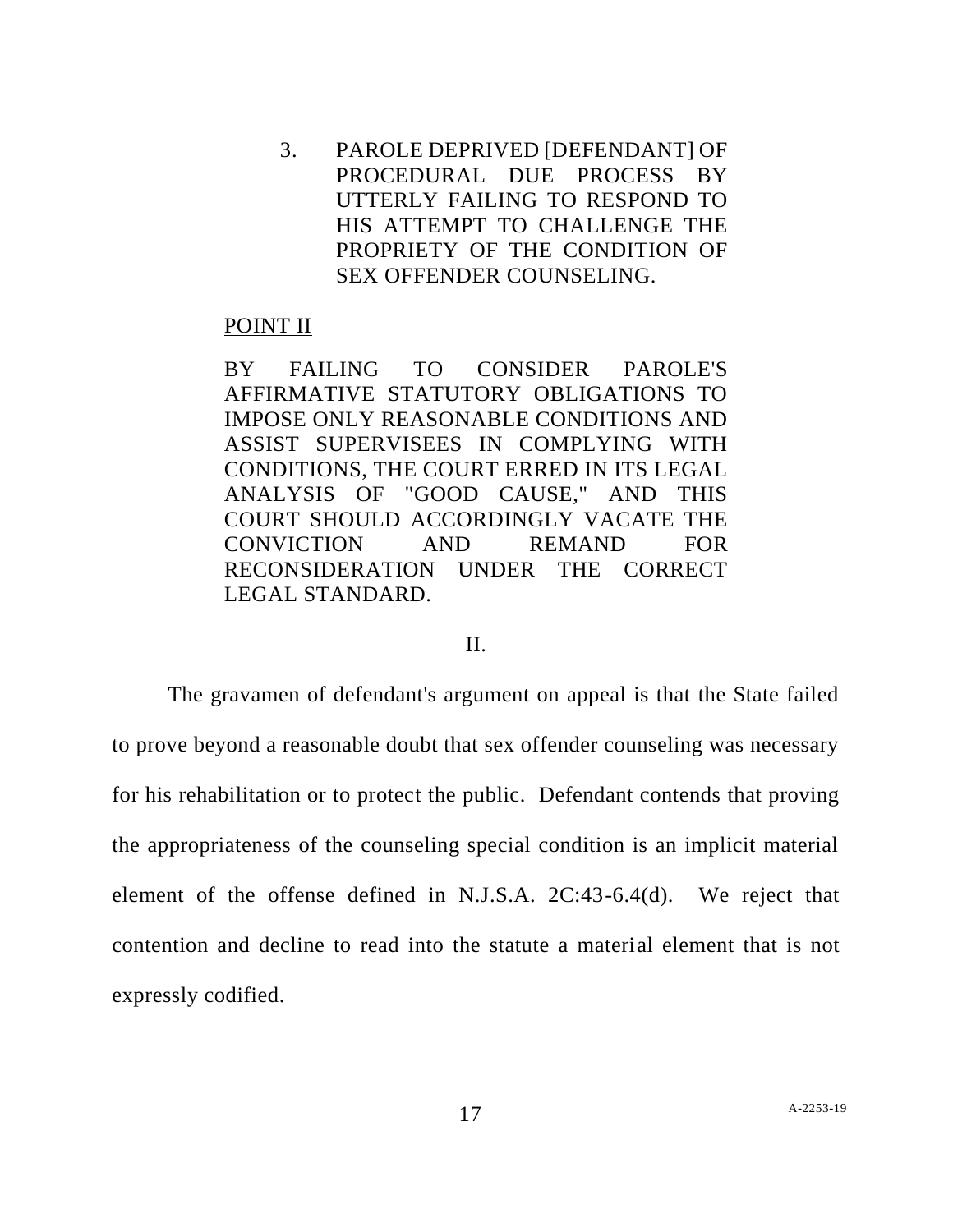3. PAROLE DEPRIVED [DEFENDANT] OF PROCEDURAL DUE PROCESS BY UTTERLY FAILING TO RESPOND TO HIS ATTEMPT TO CHALLENGE THE PROPRIETY OF THE CONDITION OF SEX OFFENDER COUNSELING.

POINT II

BY FAILING TO CONSIDER PAROLE'S AFFIRMATIVE STATUTORY OBLIGATIONS TO IMPOSE ONLY REASONABLE CONDITIONS AND ASSIST SUPERVISEES IN COMPLYING WITH CONDITIONS, THE COURT ERRED IN ITS LEGAL ANALYSIS OF "GOOD CAUSE," AND THIS COURT SHOULD ACCORDINGLY VACATE THE CONVICTION AND REMAND FOR RECONSIDERATION UNDER THE CORRECT LEGAL STANDARD.

II.

The gravamen of defendant's argument on appeal is that the State failed to prove beyond a reasonable doubt that sex offender counseling was necessary for his rehabilitation or to protect the public. Defendant contends that proving the appropriateness of the counseling special condition is an implicit material element of the offense defined in N.J.S.A. 2C:43-6.4(d). We reject that contention and decline to read into the statute a material element that is not expressly codified.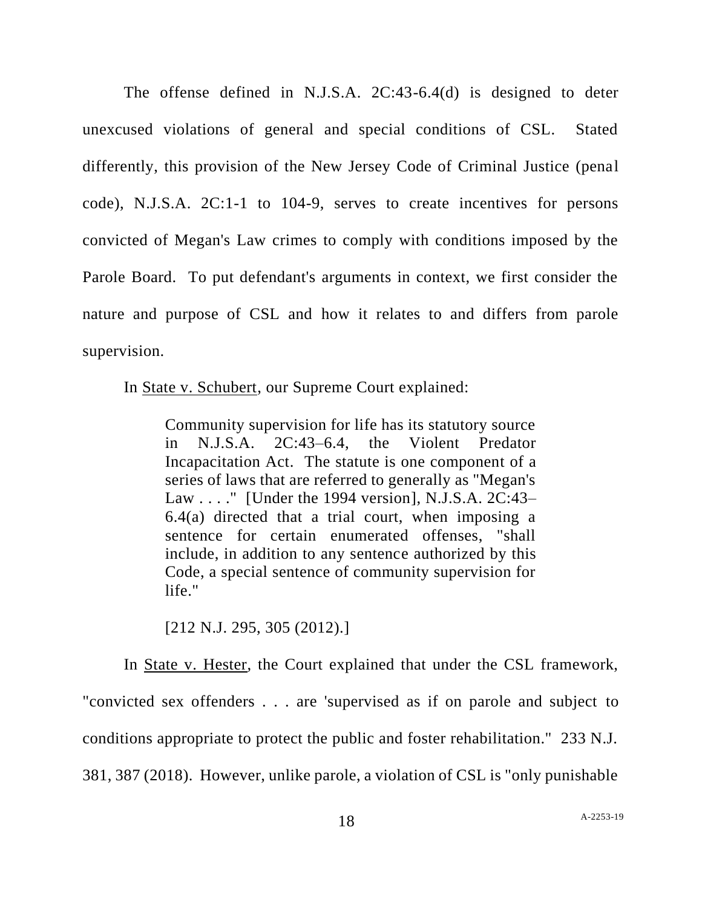The offense defined in N.J.S.A. 2C:43-6.4(d) is designed to deter unexcused violations of general and special conditions of CSL. Stated differently, this provision of the New Jersey Code of Criminal Justice (penal code), N.J.S.A. 2C:1-1 to 104-9, serves to create incentives for persons convicted of Megan's Law crimes to comply with conditions imposed by the Parole Board. To put defendant's arguments in context, we first consider the nature and purpose of CSL and how it relates to and differs from parole supervision.

In State v. Schubert, our Supreme Court explained:

> Community supervision for life has its statutory source in N.J.S.A. 2C:43–6.4, the Violent Predator Incapacitation Act. The statute is one component of a series of laws that are referred to generally as "Megan's Law . . . ." [Under the 1994 version], N.J.S.A. 2C:43–6.4(a) directed that a trial court, when imposing a sentence for certain enumerated offenses, "shall include, in addition to any sentence authorized by this Code, a special sentence of community supervision for life."
>
> [212 N.J. 295, 305 (2012).]

In State v. Hester, the Court explained that under the CSL framework, "convicted sex offenders . . . are 'supervised as if on parole and subject to conditions appropriate to protect the public and foster rehabilitation." 233 N.J. 381, 387 (2018). However, unlike parole, a violation of CSL is "only punishable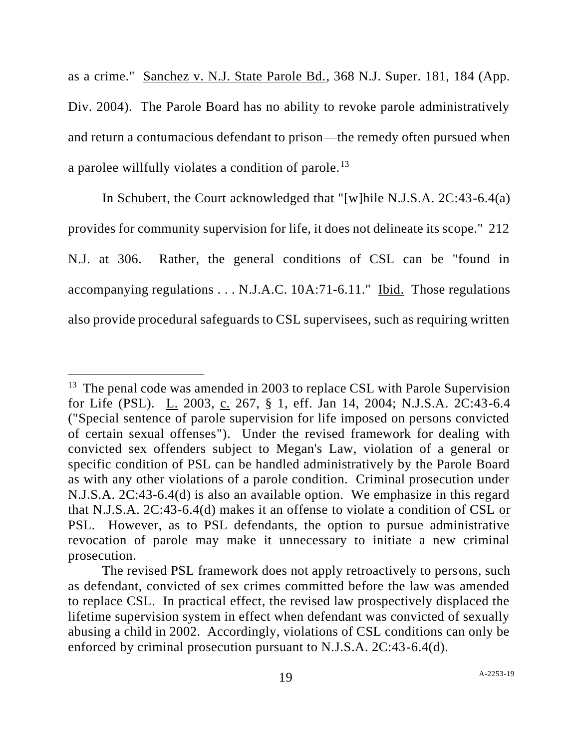as a crime." Sanchez v. N.J. State Parole Bd., 368 N.J. Super. 181, 184 (App. Div. 2004). The Parole Board has no ability to revoke parole administratively and return a contumacious defendant to prison—the remedy often pursued when a parolee willfully violates a condition of parole.[13]

In Schubert, the Court acknowledged that "[w]hile N.J.S.A. 2C:43-6.4(a) provides for community supervision for life, it does not delineate its scope." 212 N.J. at 306. Rather, the general conditions of CSL can be "found in accompanying regulations . . . N.J.A.C. 10A:71-6.11." Ibid. Those regulations also provide procedural safeguards to CSL supervisees, such as requiring written

---

[13] The penal code was amended in 2003 to replace CSL with Parole Supervision for Life (PSL). L. 2003, c. 267, § 1, eff. Jan 14, 2004; N.J.S.A. 2C:43-6.4 ("Special sentence of parole supervision for life imposed on persons convicted of certain sexual offenses"). Under the revised framework for dealing with convicted sex offenders subject to Megan's Law, violation of a general or specific condition of PSL can be handled administratively by the Parole Board as with any other violations of a parole condition. Criminal prosecution under N.J.S.A. 2C:43-6.4(d) is also an available option. We emphasize in this regard that N.J.S.A. 2C:43-6.4(d) makes it an offense to violate a condition of CSL or PSL. However, as to PSL defendants, the option to pursue administrative revocation of parole may make it unnecessary to initiate a new criminal prosecution.

The revised PSL framework does not apply retroactively to persons, such as defendant, convicted of sex crimes committed before the law was amended to replace CSL. In practical effect, the revised law prospectively displaced the lifetime supervision system in effect when defendant was convicted of sexually abusing a child in 2002. Accordingly, violations of CSL conditions can only be enforced by criminal prosecution pursuant to N.J.S.A. 2C:43-6.4(d).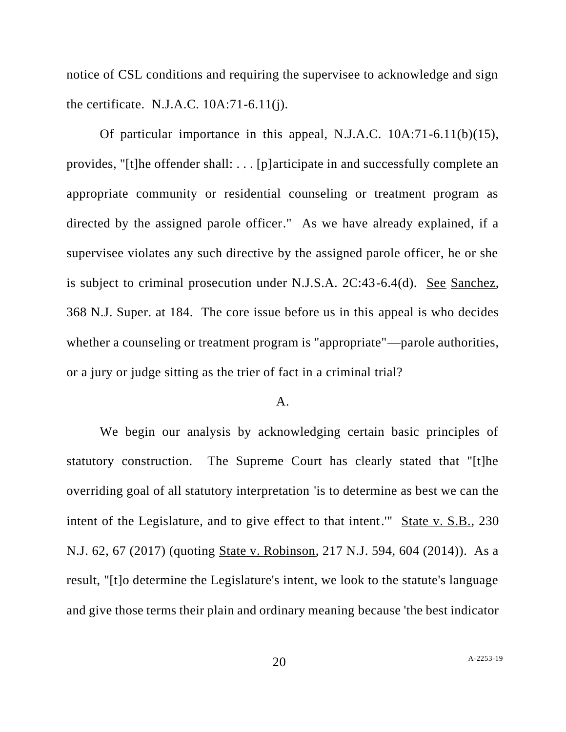notice of CSL conditions and requiring the supervisee to acknowledge and sign the certificate. N.J.A.C. 10A:71-6.11(j).

Of particular importance in this appeal, N.J.A.C. 10A:71-6.11(b)(15), provides, "[t]he offender shall: . . . [p]articipate in and successfully complete an appropriate community or residential counseling or treatment program as directed by the assigned parole officer." As we have already explained, if a supervisee violates any such directive by the assigned parole officer, he or she is subject to criminal prosecution under N.J.S.A. 2C:43-6.4(d). See Sanchez, 368 N.J. Super. at 184. The core issue before us in this appeal is who decides whether a counseling or treatment program is "appropriate"—parole authorities, or a jury or judge sitting as the trier of fact in a criminal trial?

A.

We begin our analysis by acknowledging certain basic principles of statutory construction. The Supreme Court has clearly stated that "[t]he overriding goal of all statutory interpretation 'is to determine as best we can the intent of the Legislature, and to give effect to that intent.'" State v. S.B., 230 N.J. 62, 67 (2017) (quoting State v. Robinson, 217 N.J. 594, 604 (2014)). As a result, "[t]o determine the Legislature's intent, we look to the statute's language and give those terms their plain and ordinary meaning because 'the best indicator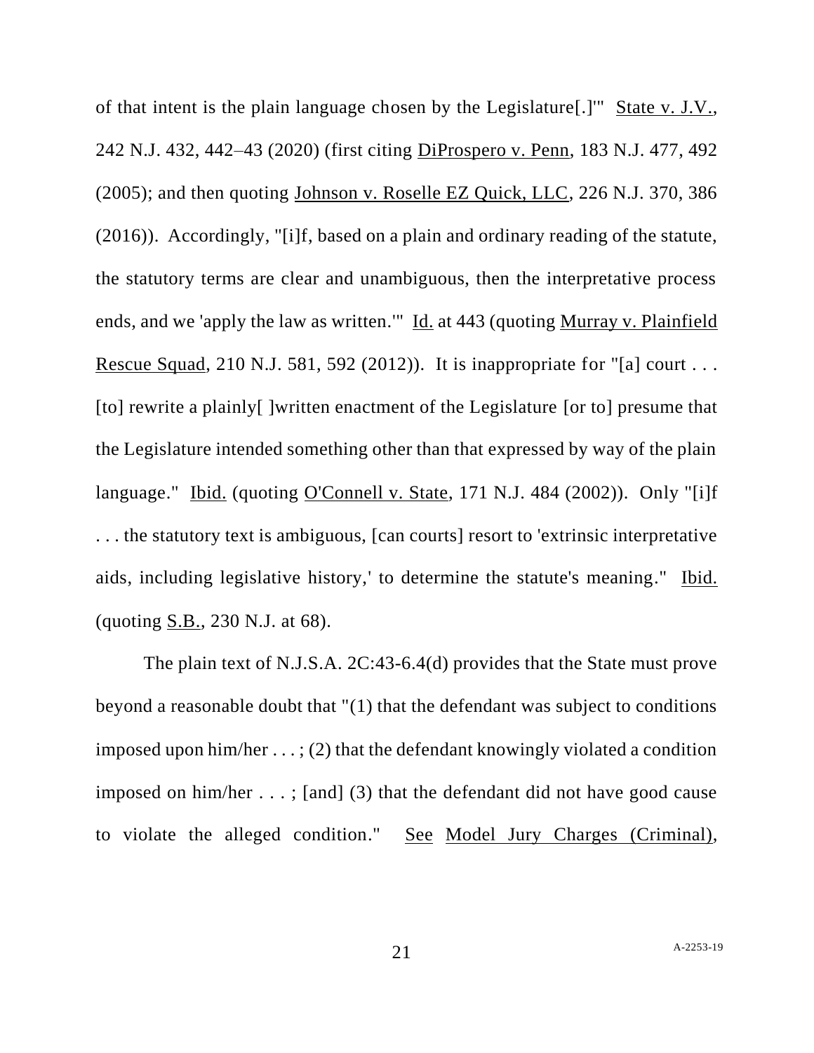of that intent is the plain language chosen by the Legislature[.]'" State v. J.V., 242 N.J. 432, 442–43 (2020) (first citing DiProspero v. Penn, 183 N.J. 477, 492 (2005); and then quoting Johnson v. Roselle EZ Quick, LLC, 226 N.J. 370, 386 (2016)). Accordingly, "[i]f, based on a plain and ordinary reading of the statute, the statutory terms are clear and unambiguous, then the interpretative process ends, and we 'apply the law as written.'" Id. at 443 (quoting Murray v. Plainfield Rescue Squad, 210 N.J. 581, 592 (2012)). It is inappropriate for "[a] court . . . [to] rewrite a plainly[ ]written enactment of the Legislature [or to] presume that the Legislature intended something other than that expressed by way of the plain language." Ibid. (quoting O'Connell v. State, 171 N.J. 484 (2002)). Only "[i]f . . . the statutory text is ambiguous, [can courts] resort to 'extrinsic interpretative aids, including legislative history,' to determine the statute's meaning." Ibid. (quoting S.B., 230 N.J. at 68).

The plain text of N.J.S.A. 2C:43-6.4(d) provides that the State must prove beyond a reasonable doubt that "(1) that the defendant was subject to conditions imposed upon him/her . . . ; (2) that the defendant knowingly violated a condition imposed on him/her . . . ; [and] (3) that the defendant did not have good cause to violate the alleged condition." See Model Jury Charges (Criminal),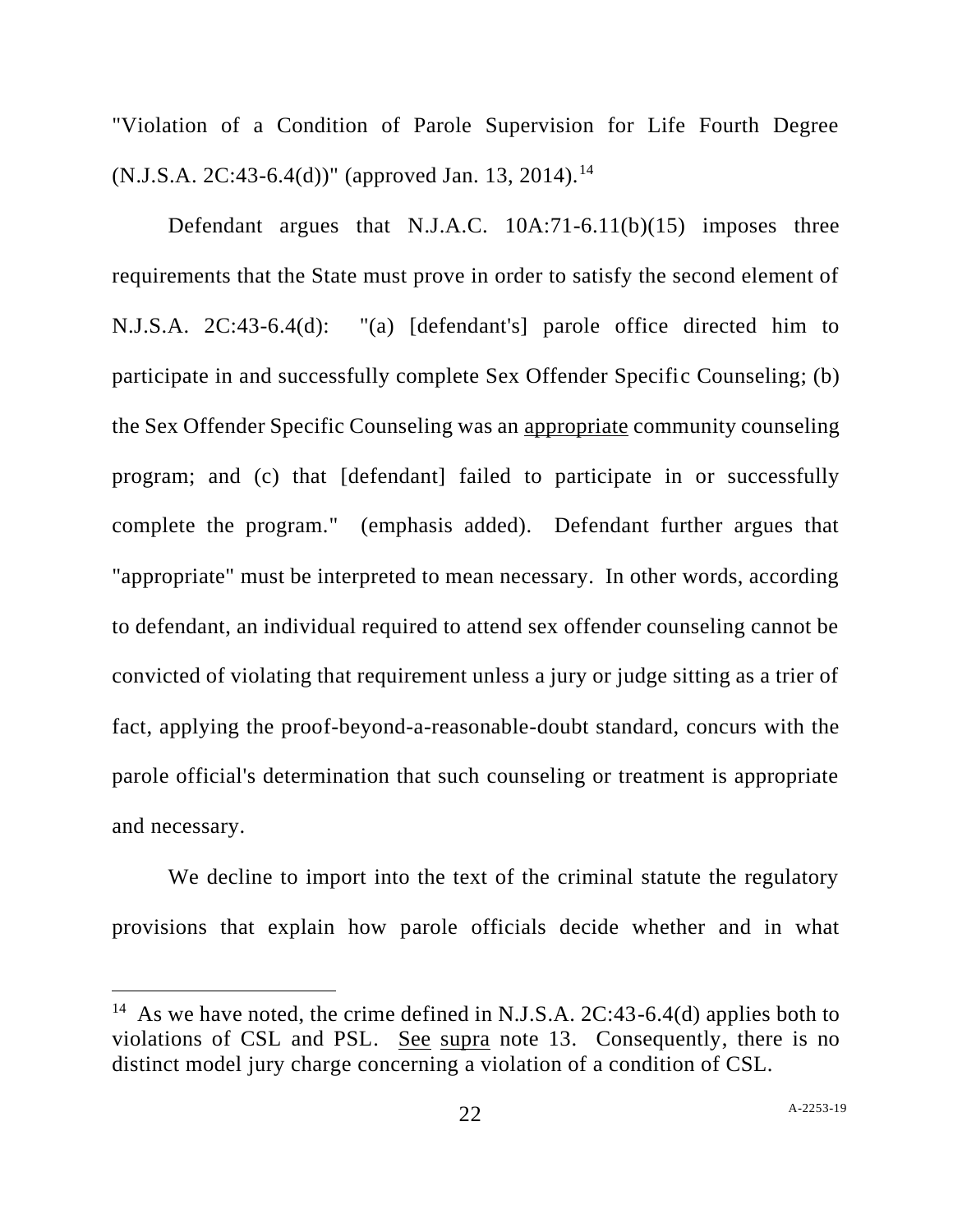"Violation of a Condition of Parole Supervision for Life Fourth Degree (N.J.S.A. 2C:43-6.4(d))" (approved Jan. 13, 2014).[14]

Defendant argues that N.J.A.C. 10A:71-6.11(b)(15) imposes three requirements that the State must prove in order to satisfy the second element of N.J.S.A. 2C:43-6.4(d): "(a) [defendant's] parole office directed him to participate in and successfully complete Sex Offender Specific Counseling; (b) the Sex Offender Specific Counseling was an appropriate community counseling program; and (c) that [defendant] failed to participate in or successfully complete the program." (emphasis added). Defendant further argues that "appropriate" must be interpreted to mean necessary. In other words, according to defendant, an individual required to attend sex offender counseling cannot be convicted of violating that requirement unless a jury or judge sitting as a trier of fact, applying the proof-beyond-a-reasonable-doubt standard, concurs with the parole official's determination that such counseling or treatment is appropriate and necessary.

We decline to import into the text of the criminal statute the regulatory provisions that explain how parole officials decide whether and in what

---

[14] As we have noted, the crime defined in N.J.S.A. 2C:43-6.4(d) applies both to violations of CSL and PSL. See supra note 13. Consequently, there is no distinct model jury charge concerning a violation of a condition of CSL.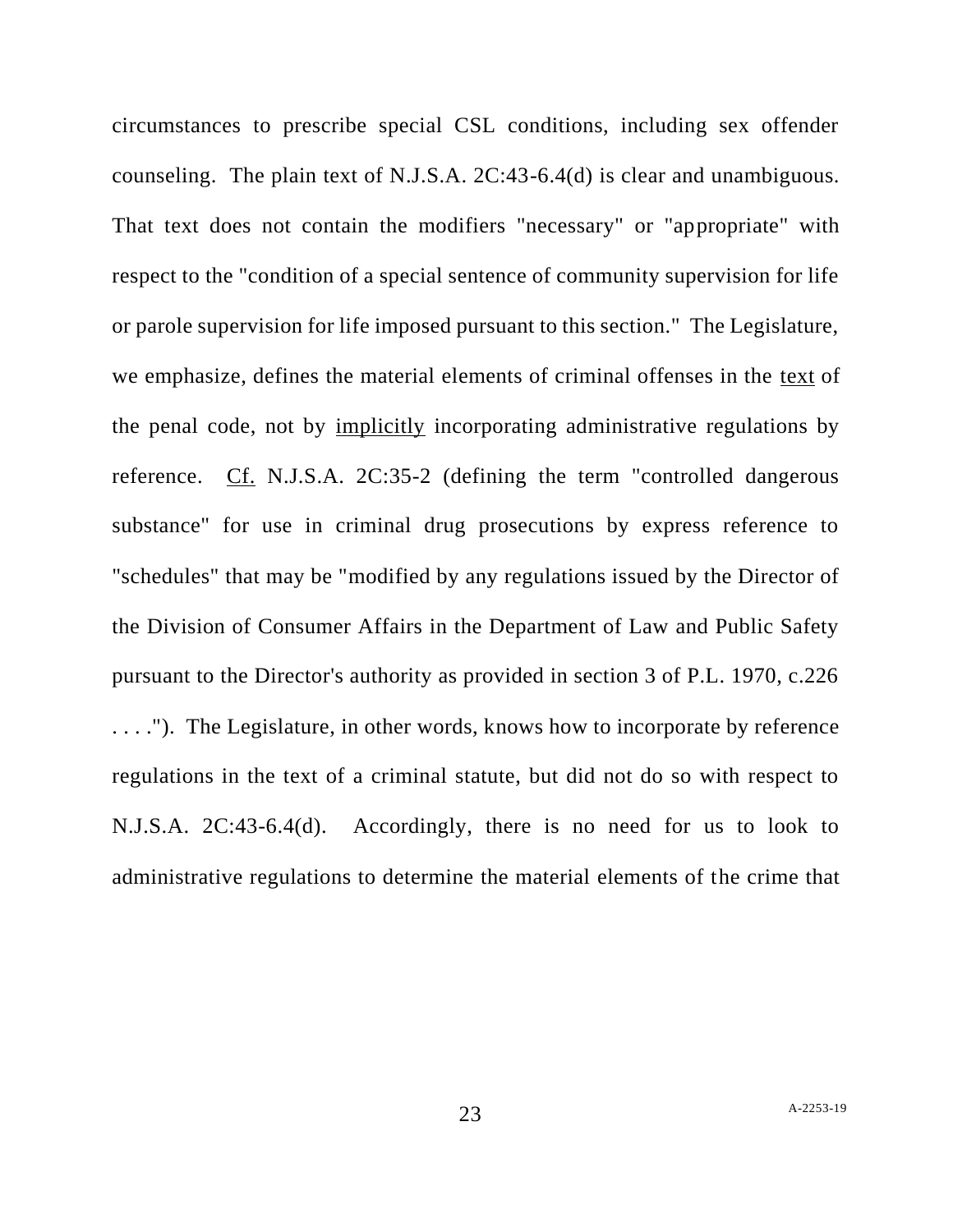circumstances to prescribe special CSL conditions, including sex offender counseling. The plain text of N.J.S.A. 2C:43-6.4(d) is clear and unambiguous. That text does not contain the modifiers "necessary" or "appropriate" with respect to the "condition of a special sentence of community supervision for life or parole supervision for life imposed pursuant to this section." The Legislature, we emphasize, defines the material elements of criminal offenses in the text of the penal code, not by implicitly incorporating administrative regulations by reference. Cf. N.J.S.A. 2C:35-2 (defining the term "controlled dangerous substance" for use in criminal drug prosecutions by express reference to "schedules" that may be "modified by any regulations issued by the Director of the Division of Consumer Affairs in the Department of Law and Public Safety pursuant to the Director's authority as provided in section 3 of P.L. 1970, c.226 . . . ."). The Legislature, in other words, knows how to incorporate by reference regulations in the text of a criminal statute, but did not do so with respect to N.J.S.A. 2C:43-6.4(d). Accordingly, there is no need for us to look to administrative regulations to determine the material elements of the crime that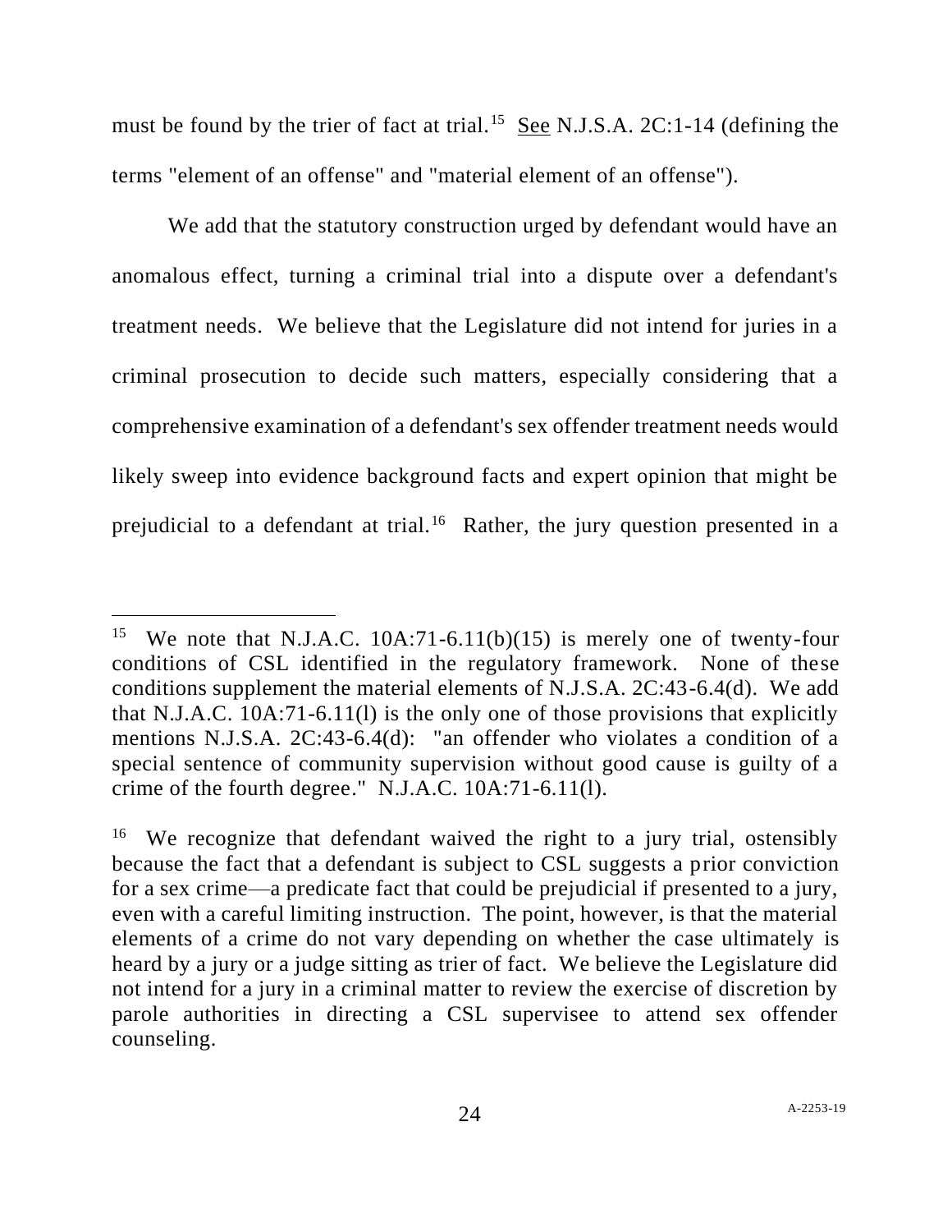must be found by the trier of fact at trial.[15] See N.J.S.A. 2C:1-14 (defining the terms "element of an offense" and "material element of an offense").

We add that the statutory construction urged by defendant would have an anomalous effect, turning a criminal trial into a dispute over a defendant's treatment needs. We believe that the Legislature did not intend for juries in a criminal prosecution to decide such matters, especially considering that a comprehensive examination of a defendant's sex offender treatment needs would likely sweep into evidence background facts and expert opinion that might be prejudicial to a defendant at trial.[16] Rather, the jury question presented in a

---

[15] We note that N.J.A.C. 10A:71-6.11(b)(15) is merely one of twenty-four conditions of CSL identified in the regulatory framework. None of these conditions supplement the material elements of N.J.S.A. 2C:43-6.4(d). We add that N.J.A.C. 10A:71-6.11(l) is the only one of those provisions that explicitly mentions N.J.S.A. 2C:43-6.4(d): "an offender who violates a condition of a special sentence of community supervision without good cause is guilty of a crime of the fourth degree." N.J.A.C. 10A:71-6.11(l).

[16] We recognize that defendant waived the right to a jury trial, ostensibly because the fact that a defendant is subject to CSL suggests a prior conviction for a sex crime—a predicate fact that could be prejudicial if presented to a jury, even with a careful limiting instruction. The point, however, is that the material elements of a crime do not vary depending on whether the case ultimately is heard by a jury or a judge sitting as trier of fact. We believe the Legislature did not intend for a jury in a criminal matter to review the exercise of discretion by parole authorities in directing a CSL supervisee to attend sex offender counseling.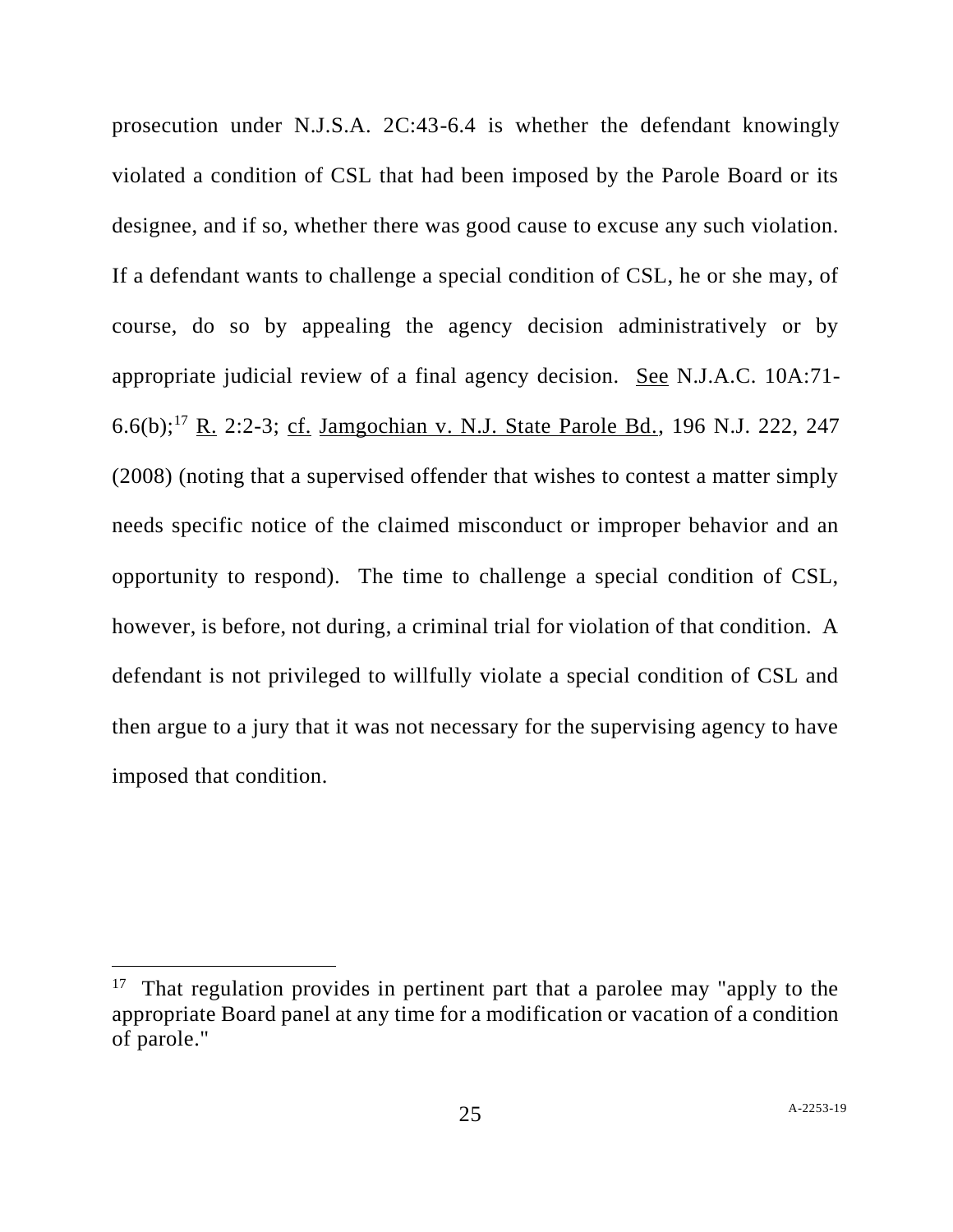prosecution under N.J.S.A. 2C:43-6.4 is whether the defendant knowingly violated a condition of CSL that had been imposed by the Parole Board or its designee, and if so, whether there was good cause to excuse any such violation. If a defendant wants to challenge a special condition of CSL, he or she may, of course, do so by appealing the agency decision administratively or by appropriate judicial review of a final agency decision. See N.J.A.C. 10A:71-6.6(b);[17] R. 2:2-3; cf. Jamgochian v. N.J. State Parole Bd., 196 N.J. 222, 247 (2008) (noting that a supervised offender that wishes to contest a matter simply needs specific notice of the claimed misconduct or improper behavior and an opportunity to respond). The time to challenge a special condition of CSL, however, is before, not during, a criminal trial for violation of that condition. A defendant is not privileged to willfully violate a special condition of CSL and then argue to a jury that it was not necessary for the supervising agency to have imposed that condition.

---

[17] That regulation provides in pertinent part that a parolee may "apply to the appropriate Board panel at any time for a modification or vacation of a condition of parole."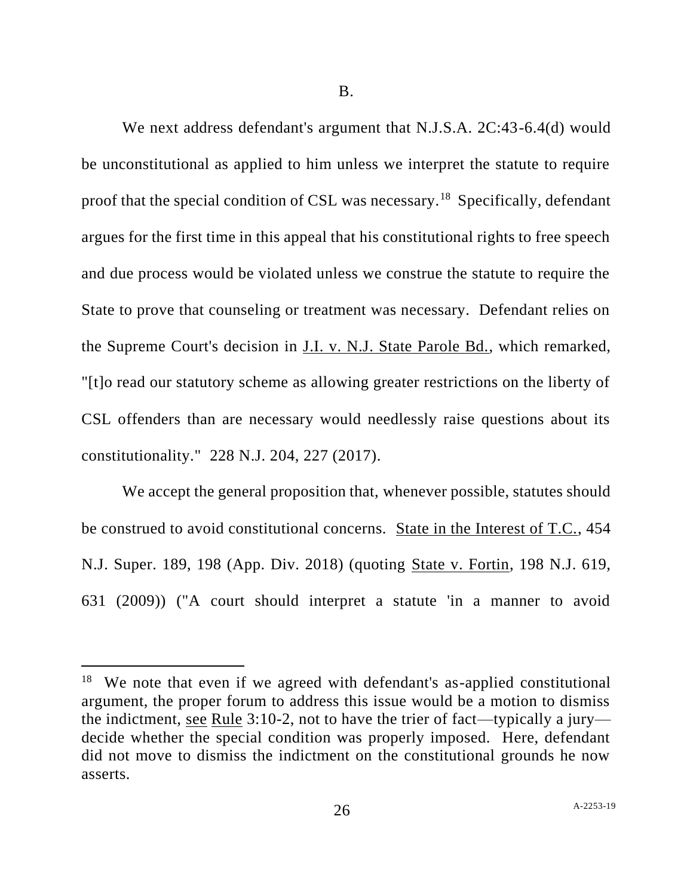B.

We next address defendant's argument that N.J.S.A. 2C:43-6.4(d) would be unconstitutional as applied to him unless we interpret the statute to require proof that the special condition of CSL was necessary.[18] Specifically, defendant argues for the first time in this appeal that his constitutional rights to free speech and due process would be violated unless we construe the statute to require the State to prove that counseling or treatment was necessary. Defendant relies on the Supreme Court's decision in J.I. v. N.J. State Parole Bd., which remarked, "[t]o read our statutory scheme as allowing greater restrictions on the liberty of CSL offenders than are necessary would needlessly raise questions about its constitutionality." 228 N.J. 204, 227 (2017).

We accept the general proposition that, whenever possible, statutes should be construed to avoid constitutional concerns. State in the Interest of T.C., 454 N.J. Super. 189, 198 (App. Div. 2018) (quoting State v. Fortin, 198 N.J. 619, 631 (2009)) ("A court should interpret a statute 'in a manner to avoid

---

[18] We note that even if we agreed with defendant's as-applied constitutional argument, the proper forum to address this issue would be a motion to dismiss the indictment, see Rule 3:10-2, not to have the trier of fact—typically a jury—decide whether the special condition was properly imposed. Here, defendant did not move to dismiss the indictment on the constitutional grounds he now asserts.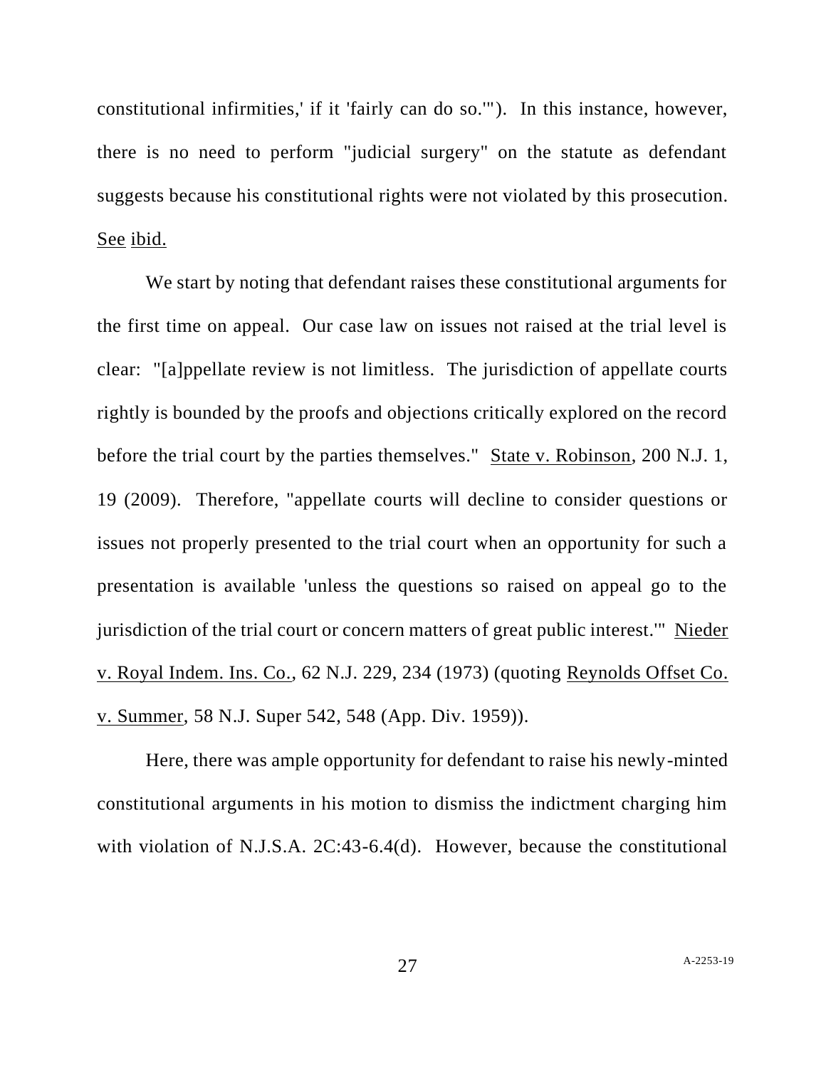constitutional infirmities,' if it 'fairly can do so.'"). In this instance, however, there is no need to perform "judicial surgery" on the statute as defendant suggests because his constitutional rights were not violated by this prosecution. See ibid.

We start by noting that defendant raises these constitutional arguments for the first time on appeal. Our case law on issues not raised at the trial level is clear: "[a]ppellate review is not limitless. The jurisdiction of appellate courts rightly is bounded by the proofs and objections critically explored on the record before the trial court by the parties themselves." State v. Robinson, 200 N.J. 1, 19 (2009). Therefore, "appellate courts will decline to consider questions or issues not properly presented to the trial court when an opportunity for such a presentation is available 'unless the questions so raised on appeal go to the jurisdiction of the trial court or concern matters of great public interest.'" Nieder v. Royal Indem. Ins. Co., 62 N.J. 229, 234 (1973) (quoting Reynolds Offset Co. v. Summer, 58 N.J. Super 542, 548 (App. Div. 1959)).

Here, there was ample opportunity for defendant to raise his newly-minted constitutional arguments in his motion to dismiss the indictment charging him with violation of N.J.S.A. 2C:43-6.4(d). However, because the constitutional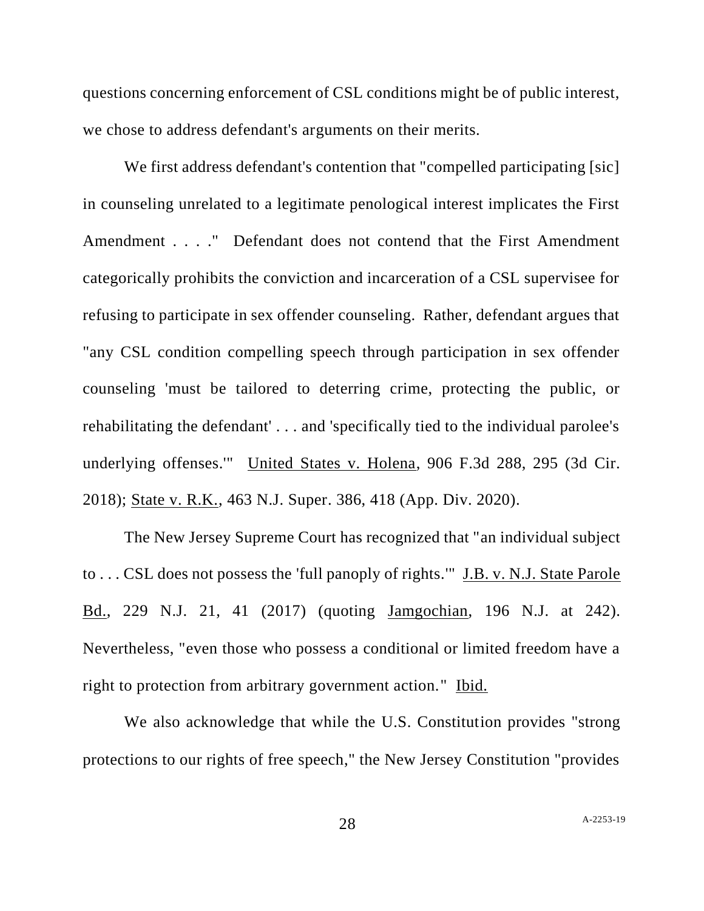questions concerning enforcement of CSL conditions might be of public interest, we chose to address defendant's arguments on their merits.

We first address defendant's contention that "compelled participating [sic] in counseling unrelated to a legitimate penological interest implicates the First Amendment . . . ." Defendant does not contend that the First Amendment categorically prohibits the conviction and incarceration of a CSL supervisee for refusing to participate in sex offender counseling. Rather, defendant argues that "any CSL condition compelling speech through participation in sex offender counseling 'must be tailored to deterring crime, protecting the public, or rehabilitating the defendant' . . . and 'specifically tied to the individual parolee's underlying offenses.'" <u>United States v. Holena</u>, 906 F.3d 288, 295 (3d Cir. 2018); <u>State v. R.K.</u>, 463 N.J. Super. 386, 418 (App. Div. 2020).

The New Jersey Supreme Court has recognized that "an individual subject to . . . CSL does not possess the 'full panoply of rights.'" <u>J.B. v. N.J. State Parole Bd.</u>, 229 N.J. 21, 41 (2017) (quoting <u>Jamgochian</u>, 196 N.J. at 242). Nevertheless, "even those who possess a conditional or limited freedom have a right to protection from arbitrary government action." <u>Ibid.</u>

We also acknowledge that while the U.S. Constitution provides "strong protections to our rights of free speech," the New Jersey Constitution "provides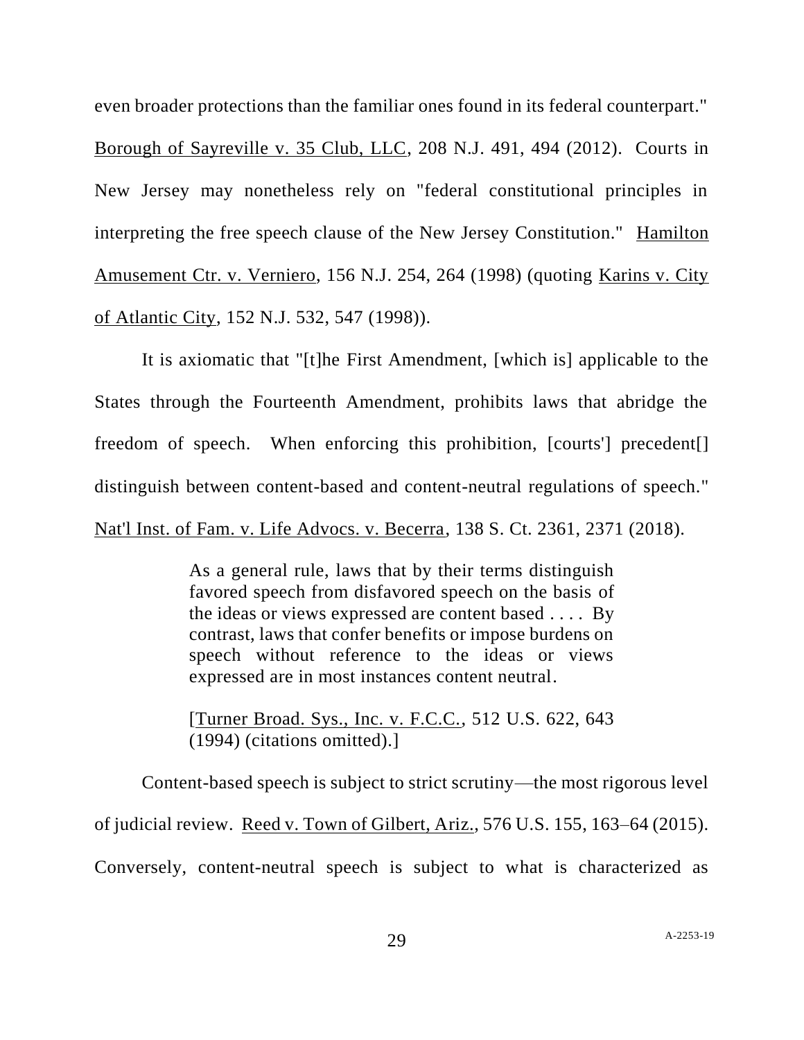even broader protections than the familiar ones found in its federal counterpart." Borough of Sayreville v. 35 Club, LLC, 208 N.J. 491, 494 (2012). Courts in New Jersey may nonetheless rely on "federal constitutional principles in interpreting the free speech clause of the New Jersey Constitution." Hamilton Amusement Ctr. v. Verniero, 156 N.J. 254, 264 (1998) (quoting Karins v. City of Atlantic City, 152 N.J. 532, 547 (1998)).

It is axiomatic that "[t]he First Amendment, [which is] applicable to the States through the Fourteenth Amendment, prohibits laws that abridge the freedom of speech. When enforcing this prohibition, [courts'] precedent[] distinguish between content-based and content-neutral regulations of speech." Nat'l Inst. of Fam. v. Life Advocs. v. Becerra, 138 S. Ct. 2361, 2371 (2018).

> As a general rule, laws that by their terms distinguish favored speech from disfavored speech on the basis of the ideas or views expressed are content based . . . . By contrast, laws that confer benefits or impose burdens on speech without reference to the ideas or views expressed are in most instances content neutral.
>
> [Turner Broad. Sys., Inc. v. F.C.C., 512 U.S. 622, 643 (1994) (citations omitted).]

Content-based speech is subject to strict scrutiny—the most rigorous level of judicial review. Reed v. Town of Gilbert, Ariz., 576 U.S. 155, 163–64 (2015). Conversely, content-neutral speech is subject to what is characterized as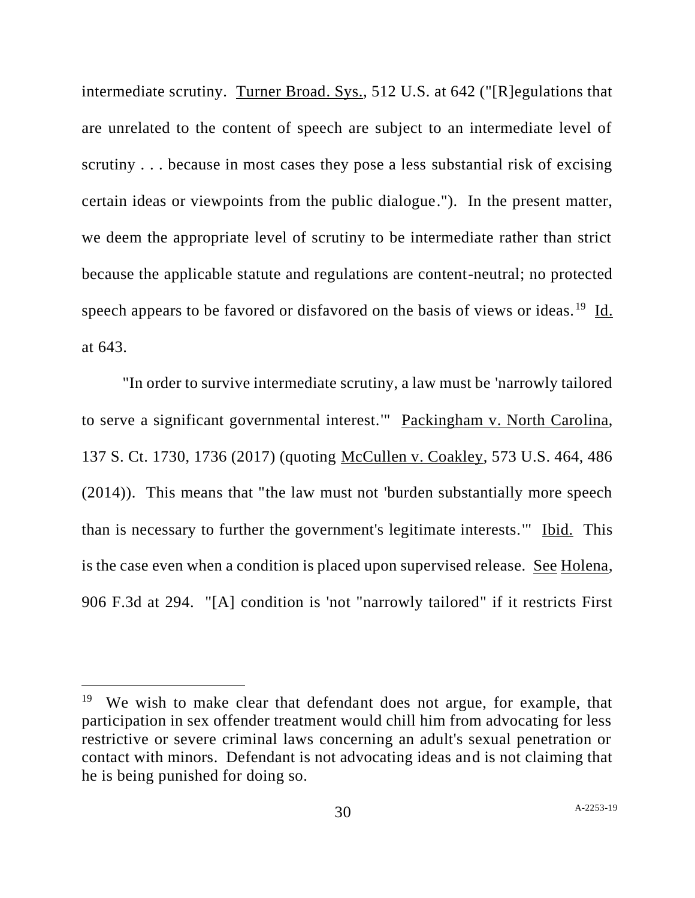intermediate scrutiny. Turner Broad. Sys., 512 U.S. at 642 ("[R]egulations that are unrelated to the content of speech are subject to an intermediate level of scrutiny . . . because in most cases they pose a less substantial risk of excising certain ideas or viewpoints from the public dialogue."). In the present matter, we deem the appropriate level of scrutiny to be intermediate rather than strict because the applicable statute and regulations are content-neutral; no protected speech appears to be favored or disfavored on the basis of views or ideas.[19] Id. at 643.

"In order to survive intermediate scrutiny, a law must be 'narrowly tailored to serve a significant governmental interest.'" Packingham v. North Carolina, 137 S. Ct. 1730, 1736 (2017) (quoting McCullen v. Coakley, 573 U.S. 464, 486 (2014)). This means that "the law must not 'burden substantially more speech than is necessary to further the government's legitimate interests.'" Ibid. This is the case even when a condition is placed upon supervised release. See Holena, 906 F.3d at 294. "[A] condition is 'not "narrowly tailored" if it restricts First

---

[19] We wish to make clear that defendant does not argue, for example, that participation in sex offender treatment would chill him from advocating for less restrictive or severe criminal laws concerning an adult's sexual penetration or contact with minors. Defendant is not advocating ideas and is not claiming that he is being punished for doing so.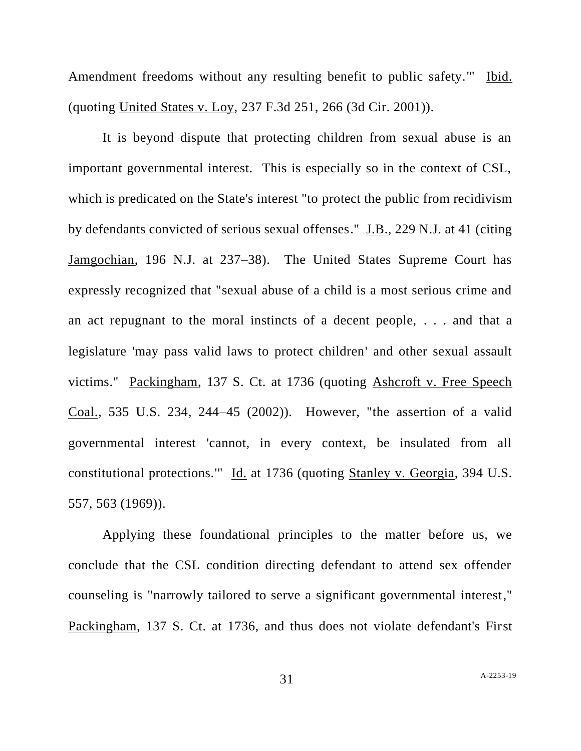Amendment freedoms without any resulting benefit to public safety.'" Ibid. (quoting United States v. Loy, 237 F.3d 251, 266 (3d Cir. 2001)).

It is beyond dispute that protecting children from sexual abuse is an important governmental interest. This is especially so in the context of CSL, which is predicated on the State's interest "to protect the public from recidivism by defendants convicted of serious sexual offenses." J.B., 229 N.J. at 41 (citing Jamgochian, 196 N.J. at 237–38). The United States Supreme Court has expressly recognized that "sexual abuse of a child is a most serious crime and an act repugnant to the moral instincts of a decent people, . . . and that a legislature 'may pass valid laws to protect children' and other sexual assault victims." Packingham, 137 S. Ct. at 1736 (quoting Ashcroft v. Free Speech Coal., 535 U.S. 234, 244–45 (2002)). However, "the assertion of a valid governmental interest 'cannot, in every context, be insulated from all constitutional protections.'" Id. at 1736 (quoting Stanley v. Georgia, 394 U.S. 557, 563 (1969)).

Applying these foundational principles to the matter before us, we conclude that the CSL condition directing defendant to attend sex offender counseling is "narrowly tailored to serve a significant governmental interest," Packingham, 137 S. Ct. at 1736, and thus does not violate defendant's First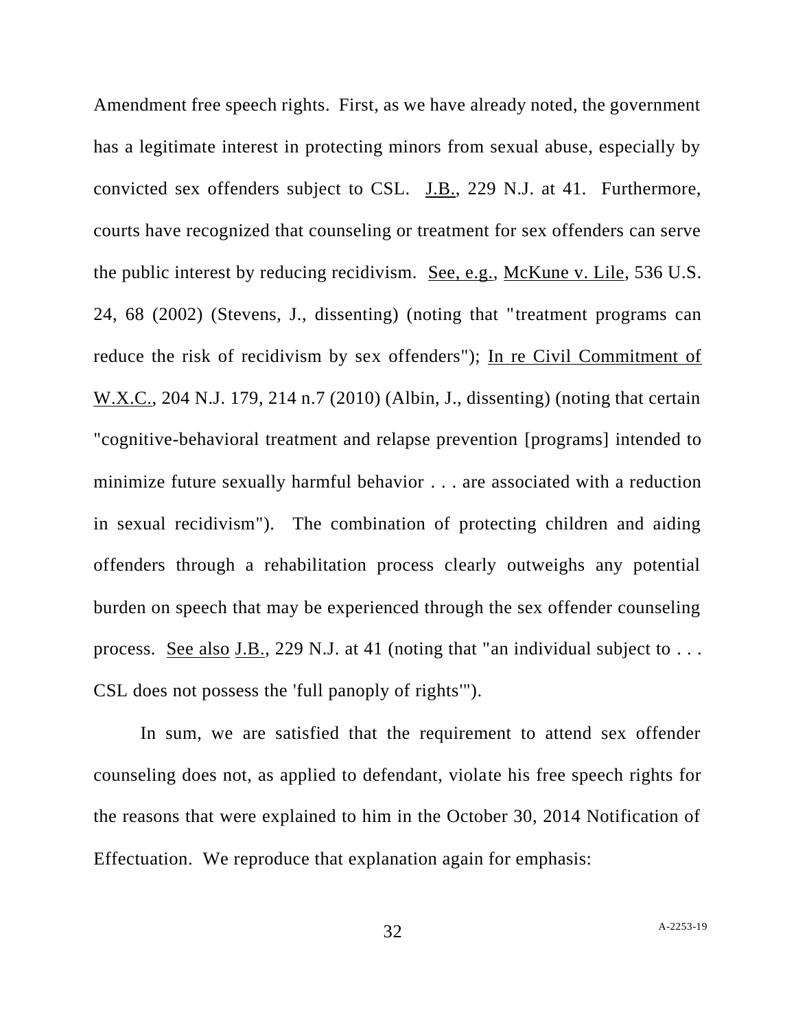Amendment free speech rights. First, as we have already noted, the government has a legitimate interest in protecting minors from sexual abuse, especially by convicted sex offenders subject to CSL. J.B., 229 N.J. at 41. Furthermore, courts have recognized that counseling or treatment for sex offenders can serve the public interest by reducing recidivism. See, e.g., McKune v. Lile, 536 U.S. 24, 68 (2002) (Stevens, J., dissenting) (noting that "treatment programs can reduce the risk of recidivism by sex offenders"); In re Civil Commitment of W.X.C., 204 N.J. 179, 214 n.7 (2010) (Albin, J., dissenting) (noting that certain "cognitive-behavioral treatment and relapse prevention [programs] intended to minimize future sexually harmful behavior . . . are associated with a reduction in sexual recidivism"). The combination of protecting children and aiding offenders through a rehabilitation process clearly outweighs any potential burden on speech that may be experienced through the sex offender counseling process. See also J.B., 229 N.J. at 41 (noting that "an individual subject to . . . CSL does not possess the 'full panoply of rights'").

In sum, we are satisfied that the requirement to attend sex offender counseling does not, as applied to defendant, violate his free speech rights for the reasons that were explained to him in the October 30, 2014 Notification of Effectuation. We reproduce that explanation again for emphasis: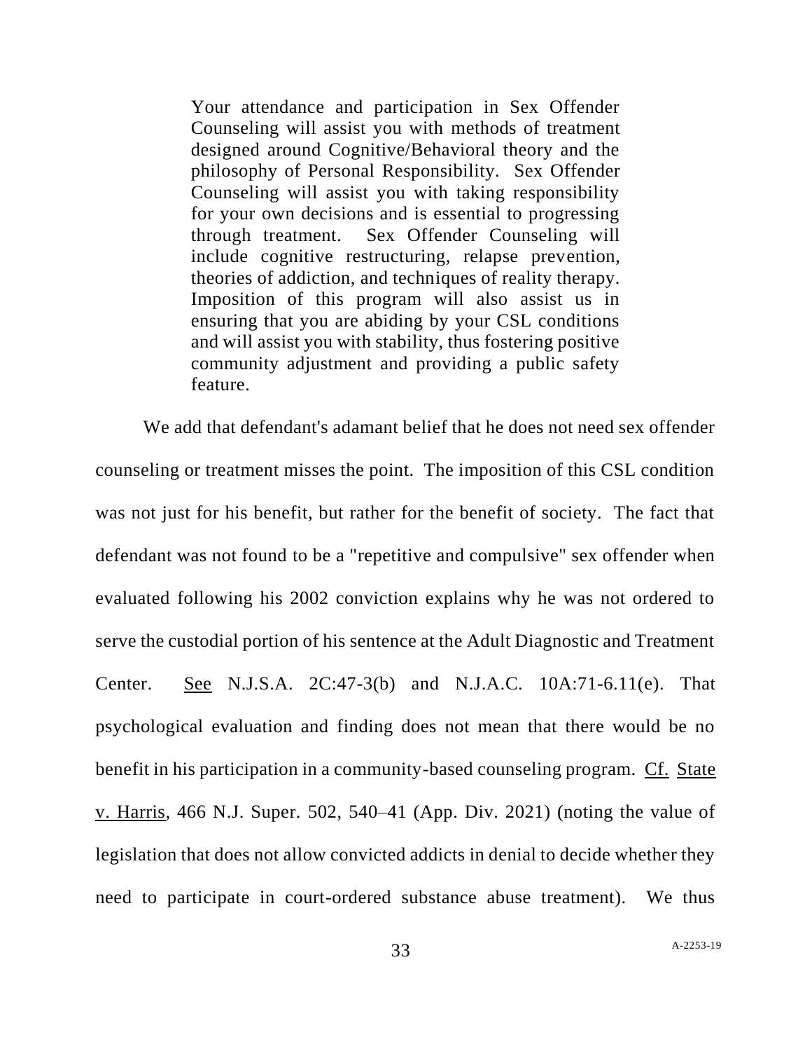> Your attendance and participation in Sex Offender Counseling will assist you with methods of treatment designed around Cognitive/Behavioral theory and the philosophy of Personal Responsibility. Sex Offender Counseling will assist you with taking responsibility for your own decisions and is essential to progressing through treatment. Sex Offender Counseling will include cognitive restructuring, relapse prevention, theories of addiction, and techniques of reality therapy. Imposition of this program will also assist us in ensuring that you are abiding by your CSL conditions and will assist you with stability, thus fostering positive community adjustment and providing a public safety feature.

We add that defendant's adamant belief that he does not need sex offender counseling or treatment misses the point. The imposition of this CSL condition was not just for his benefit, but rather for the benefit of society. The fact that defendant was not found to be a "repetitive and compulsive" sex offender when evaluated following his 2002 conviction explains why he was not ordered to serve the custodial portion of his sentence at the Adult Diagnostic and Treatment Center. See N.J.S.A. 2C:47-3(b) and N.J.A.C. 10A:71-6.11(e). That psychological evaluation and finding does not mean that there would be no benefit in his participation in a community-based counseling program. Cf. State v. Harris, 466 N.J. Super. 502, 540–41 (App. Div. 2021) (noting the value of legislation that does not allow convicted addicts in denial to decide whether they need to participate in court-ordered substance abuse treatment). We thus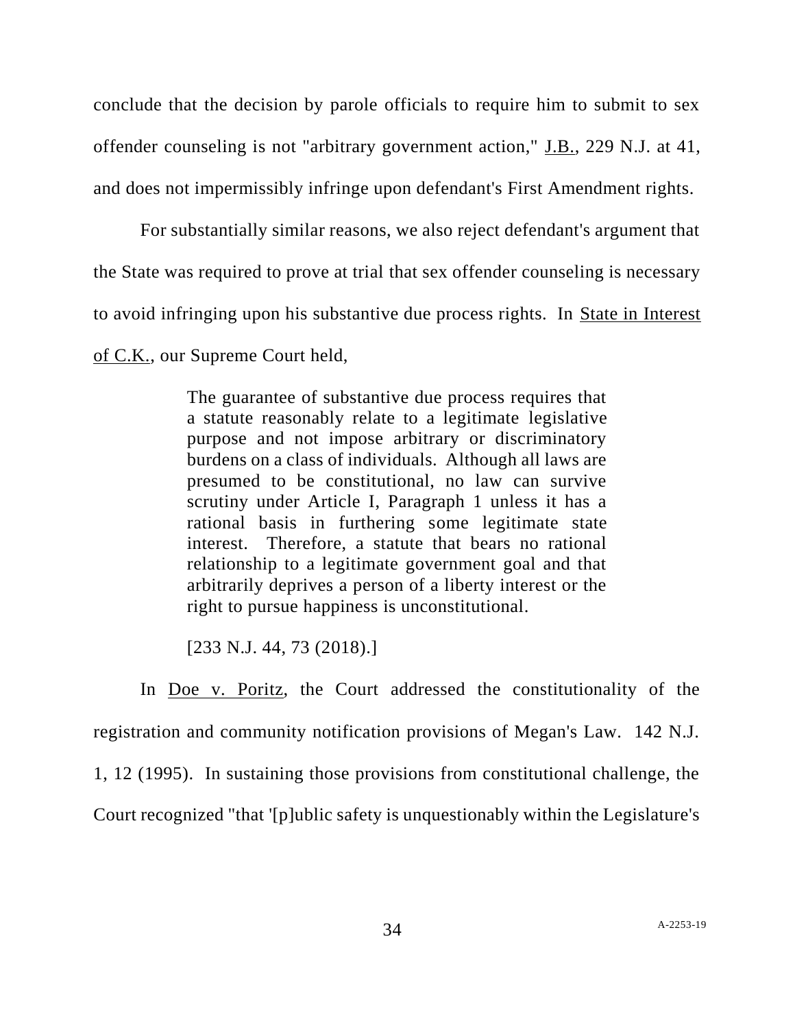conclude that the decision by parole officials to require him to submit to sex offender counseling is not "arbitrary government action," J.B., 229 N.J. at 41, and does not impermissibly infringe upon defendant's First Amendment rights.

For substantially similar reasons, we also reject defendant's argument that the State was required to prove at trial that sex offender counseling is necessary to avoid infringing upon his substantive due process rights. In State in Interest of C.K., our Supreme Court held,

> The guarantee of substantive due process requires that a statute reasonably relate to a legitimate legislative purpose and not impose arbitrary or discriminatory burdens on a class of individuals. Although all laws are presumed to be constitutional, no law can survive scrutiny under Article I, Paragraph 1 unless it has a rational basis in furthering some legitimate state interest. Therefore, a statute that bears no rational relationship to a legitimate government goal and that arbitrarily deprives a person of a liberty interest or the right to pursue happiness is unconstitutional.
>
> [233 N.J. 44, 73 (2018).]

In Doe v. Poritz, the Court addressed the constitutionality of the registration and community notification provisions of Megan's Law. 142 N.J. 1, 12 (1995). In sustaining those provisions from constitutional challenge, the Court recognized "that '[p]ublic safety is unquestionably within the Legislature's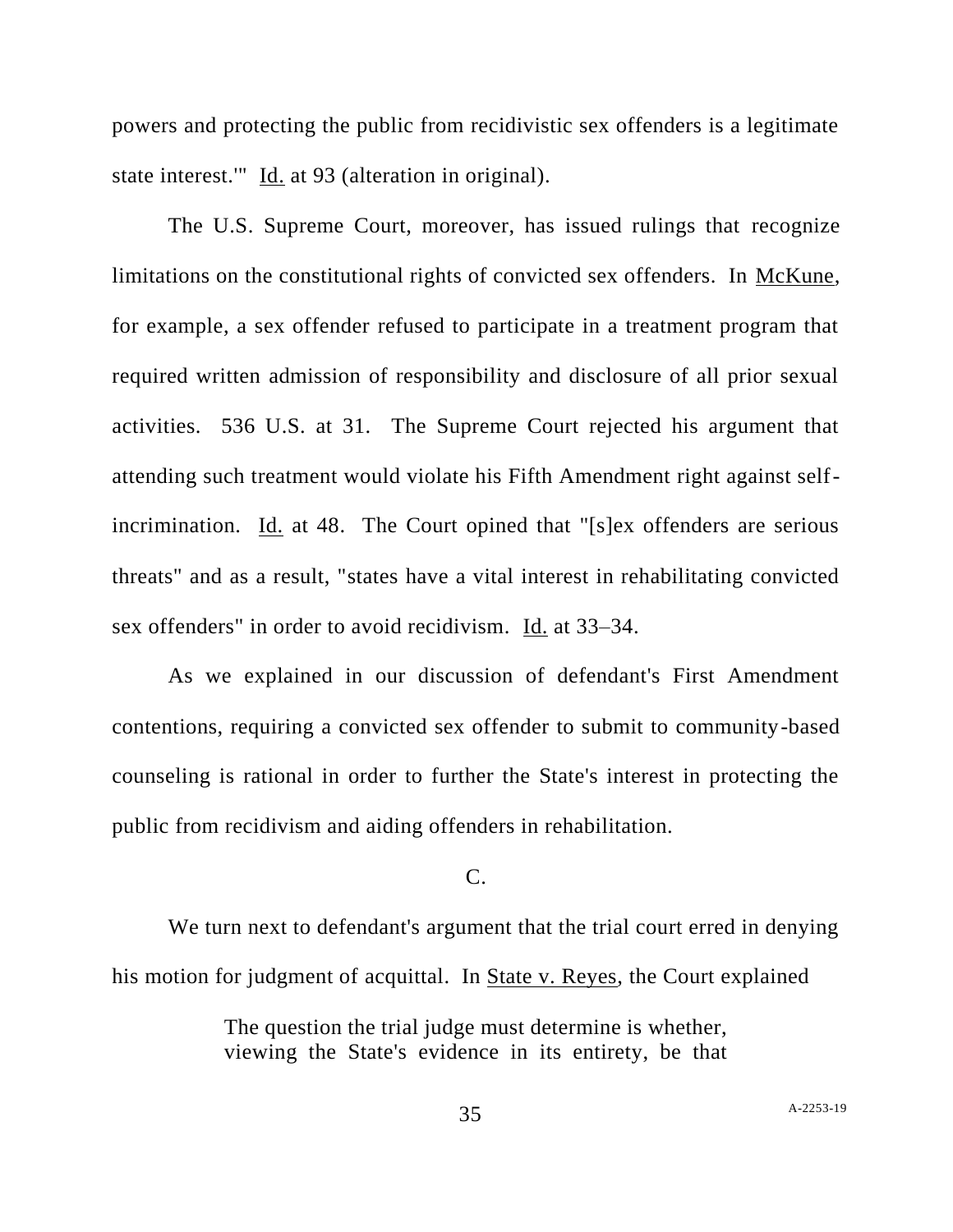powers and protecting the public from recidivistic sex offenders is a legitimate state interest.'" Id. at 93 (alteration in original).

The U.S. Supreme Court, moreover, has issued rulings that recognize limitations on the constitutional rights of convicted sex offenders. In McKune, for example, a sex offender refused to participate in a treatment program that required written admission of responsibility and disclosure of all prior sexual activities. 536 U.S. at 31. The Supreme Court rejected his argument that attending such treatment would violate his Fifth Amendment right against self-incrimination. Id. at 48. The Court opined that "[s]ex offenders are serious threats" and as a result, "states have a vital interest in rehabilitating convicted sex offenders" in order to avoid recidivism. Id. at 33–34.

As we explained in our discussion of defendant's First Amendment contentions, requiring a convicted sex offender to submit to community-based counseling is rational in order to further the State's interest in protecting the public from recidivism and aiding offenders in rehabilitation.

C.

We turn next to defendant's argument that the trial court erred in denying his motion for judgment of acquittal. In State v. Reyes, the Court explained

> The question the trial judge must determine is whether, viewing the State's evidence in its entirety, be that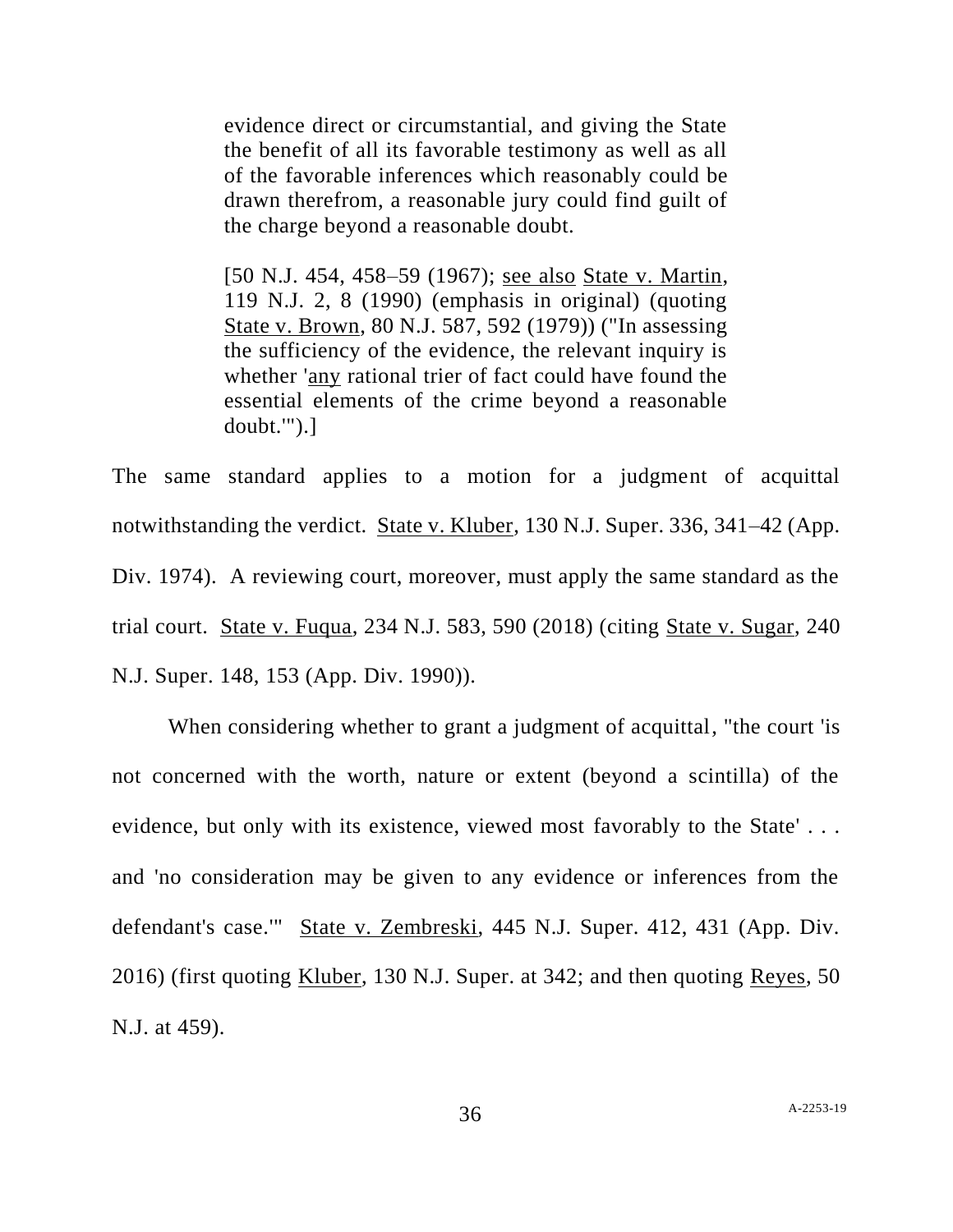> evidence direct or circumstantial, and giving the State the benefit of all its favorable testimony as well as all of the favorable inferences which reasonably could be drawn therefrom, a reasonable jury could find guilt of the charge beyond a reasonable doubt.
>
> [50 N.J. 454, 458–59 (1967); see also State v. Martin, 119 N.J. 2, 8 (1990) (emphasis in original) (quoting State v. Brown, 80 N.J. 587, 592 (1979)) ("In assessing the sufficiency of the evidence, the relevant inquiry is whether 'any rational trier of fact could have found the essential elements of the crime beyond a reasonable doubt.'").]

The same standard applies to a motion for a judgment of acquittal notwithstanding the verdict. State v. Kluber, 130 N.J. Super. 336, 341–42 (App. Div. 1974). A reviewing court, moreover, must apply the same standard as the trial court. State v. Fuqua, 234 N.J. 583, 590 (2018) (citing State v. Sugar, 240 N.J. Super. 148, 153 (App. Div. 1990)).

When considering whether to grant a judgment of acquittal, "the court 'is not concerned with the worth, nature or extent (beyond a scintilla) of the evidence, but only with its existence, viewed most favorably to the State' . . . and 'no consideration may be given to any evidence or inferences from the defendant's case.'" State v. Zembreski, 445 N.J. Super. 412, 431 (App. Div. 2016) (first quoting Kluber, 130 N.J. Super. at 342; and then quoting Reyes, 50 N.J. at 459).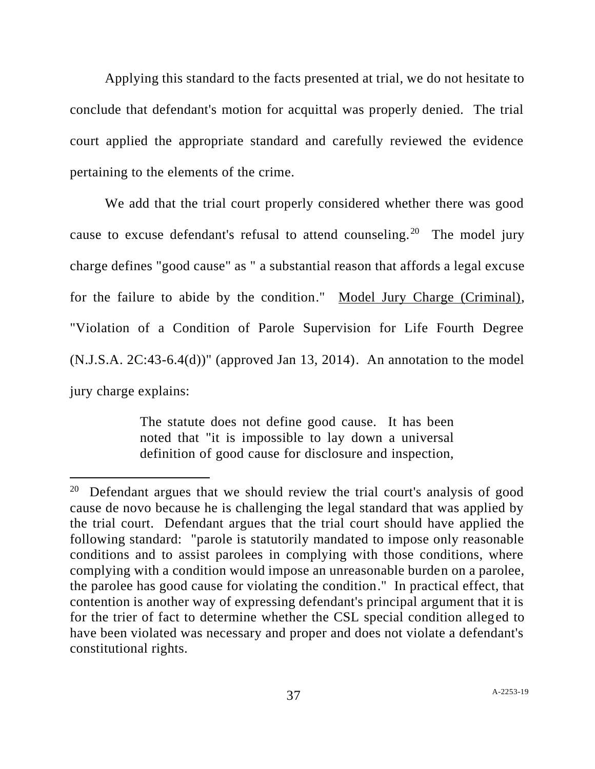Applying this standard to the facts presented at trial, we do not hesitate to conclude that defendant's motion for acquittal was properly denied. The trial court applied the appropriate standard and carefully reviewed the evidence pertaining to the elements of the crime.

We add that the trial court properly considered whether there was good cause to excuse defendant's refusal to attend counseling.[20] The model jury charge defines "good cause" as " a substantial reason that affords a legal excuse for the failure to abide by the condition." Model Jury Charge (Criminal), "Violation of a Condition of Parole Supervision for Life Fourth Degree (N.J.S.A. 2C:43-6.4(d))" (approved Jan 13, 2014). An annotation to the model jury charge explains:

> The statute does not define good cause. It has been noted that "it is impossible to lay down a universal definition of good cause for disclosure and inspection,

---

[20] Defendant argues that we should review the trial court's analysis of good cause de novo because he is challenging the legal standard that was applied by the trial court. Defendant argues that the trial court should have applied the following standard: "parole is statutorily mandated to impose only reasonable conditions and to assist parolees in complying with those conditions, where complying with a condition would impose an unreasonable burden on a parolee, the parolee has good cause for violating the condition." In practical effect, that contention is another way of expressing defendant's principal argument that it is for the trier of fact to determine whether the CSL special condition alleged to have been violated was necessary and proper and does not violate a defendant's constitutional rights.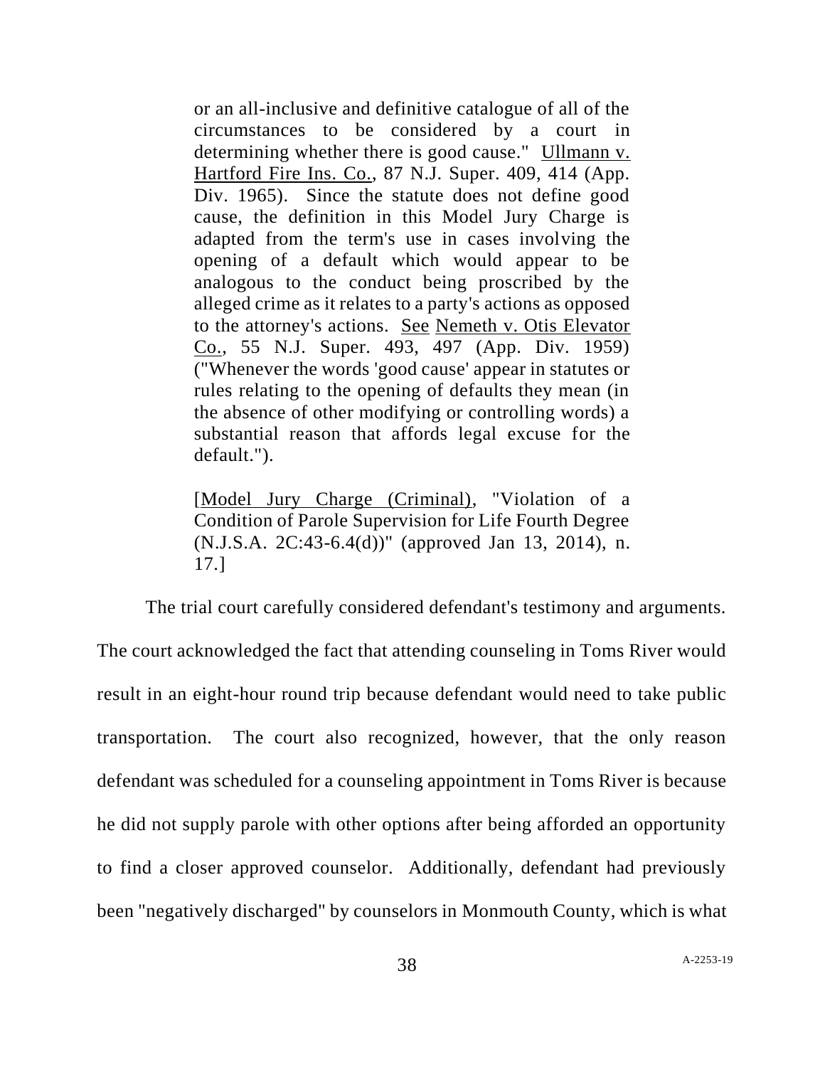> or an all-inclusive and definitive catalogue of all of the circumstances to be considered by a court in determining whether there is good cause." Ullmann v. Hartford Fire Ins. Co., 87 N.J. Super. 409, 414 (App. Div. 1965). Since the statute does not define good cause, the definition in this Model Jury Charge is adapted from the term's use in cases involving the opening of a default which would appear to be analogous to the conduct being proscribed by the alleged crime as it relates to a party's actions as opposed to the attorney's actions. See Nemeth v. Otis Elevator Co., 55 N.J. Super. 493, 497 (App. Div. 1959) ("Whenever the words 'good cause' appear in statutes or rules relating to the opening of defaults they mean (in the absence of other modifying or controlling words) a substantial reason that affords legal excuse for the default.").
>
> [Model Jury Charge (Criminal), "Violation of a Condition of Parole Supervision for Life Fourth Degree (N.J.S.A. 2C:43-6.4(d))" (approved Jan 13, 2014), n. 17.]

The trial court carefully considered defendant's testimony and arguments. The court acknowledged the fact that attending counseling in Toms River would result in an eight-hour round trip because defendant would need to take public transportation. The court also recognized, however, that the only reason defendant was scheduled for a counseling appointment in Toms River is because he did not supply parole with other options after being afforded an opportunity to find a closer approved counselor. Additionally, defendant had previously been "negatively discharged" by counselors in Monmouth County, which is what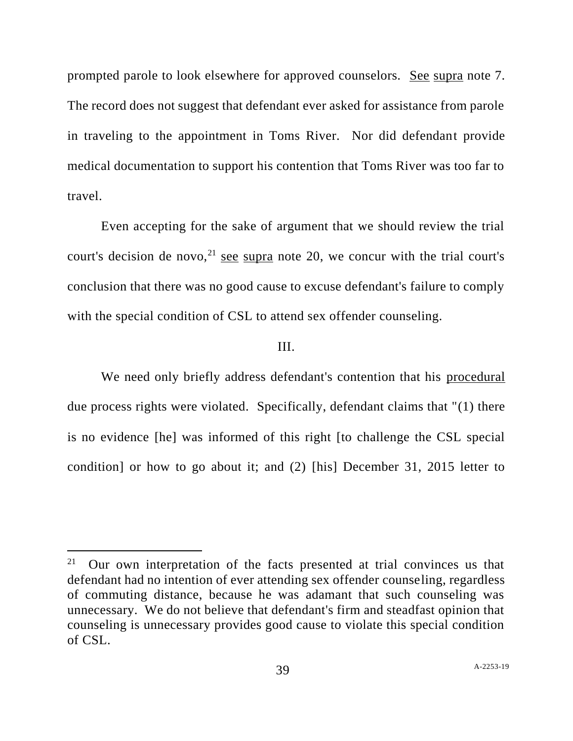prompted parole to look elsewhere for approved counselors. See supra note 7. The record does not suggest that defendant ever asked for assistance from parole in traveling to the appointment in Toms River. Nor did defendant provide medical documentation to support his contention that Toms River was too far to travel.

Even accepting for the sake of argument that we should review the trial court's decision de novo,[21] see supra note 20, we concur with the trial court's conclusion that there was no good cause to excuse defendant's failure to comply with the special condition of CSL to attend sex offender counseling.

III.

We need only briefly address defendant's contention that his procedural due process rights were violated. Specifically, defendant claims that "(1) there is no evidence [he] was informed of this right [to challenge the CSL special condition] or how to go about it; and (2) [his] December 31, 2015 letter to

---

[21] Our own interpretation of the facts presented at trial convinces us that defendant had no intention of ever attending sex offender counseling, regardless of commuting distance, because he was adamant that such counseling was unnecessary. We do not believe that defendant's firm and steadfast opinion that counseling is unnecessary provides good cause to violate this special condition of CSL.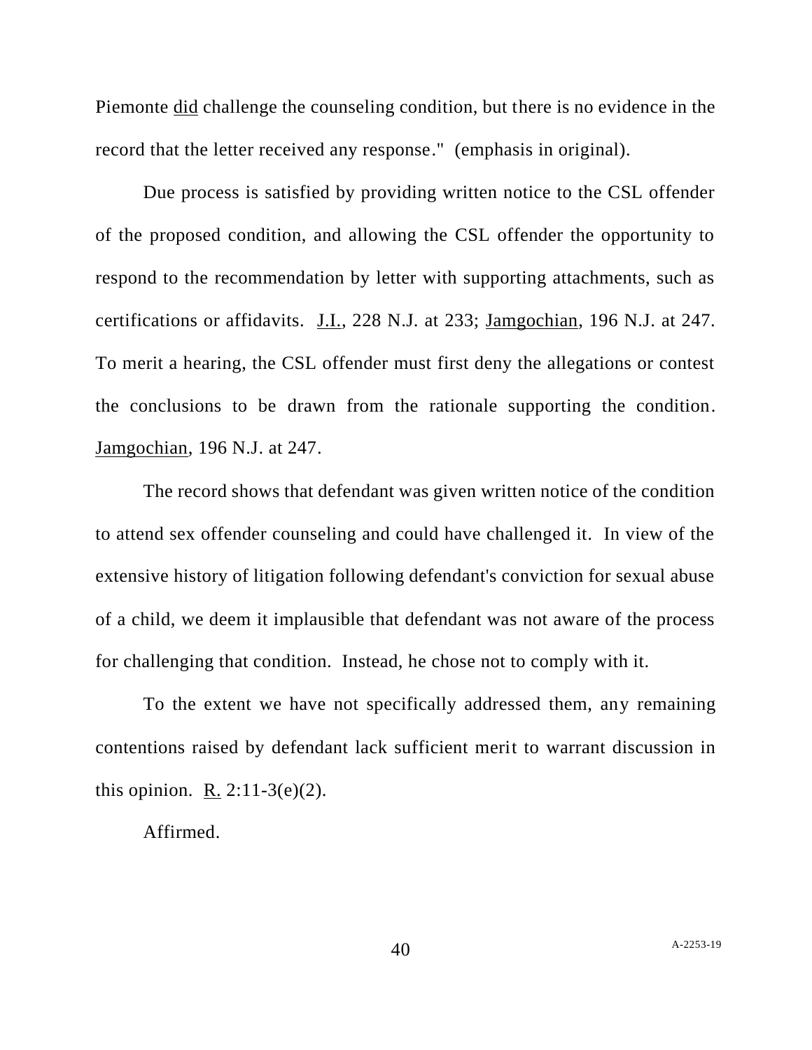Piemonte did challenge the counseling condition, but there is no evidence in the record that the letter received any response." (emphasis in original).

Due process is satisfied by providing written notice to the CSL offender of the proposed condition, and allowing the CSL offender the opportunity to respond to the recommendation by letter with supporting attachments, such as certifications or affidavits. J.I., 228 N.J. at 233; Jamgochian, 196 N.J. at 247. To merit a hearing, the CSL offender must first deny the allegations or contest the conclusions to be drawn from the rationale supporting the condition. Jamgochian, 196 N.J. at 247.

The record shows that defendant was given written notice of the condition to attend sex offender counseling and could have challenged it. In view of the extensive history of litigation following defendant's conviction for sexual abuse of a child, we deem it implausible that defendant was not aware of the process for challenging that condition. Instead, he chose not to comply with it.

To the extent we have not specifically addressed them, any remaining contentions raised by defendant lack sufficient merit to warrant discussion in this opinion. R. 2:11-3(e)(2).

Affirmed.